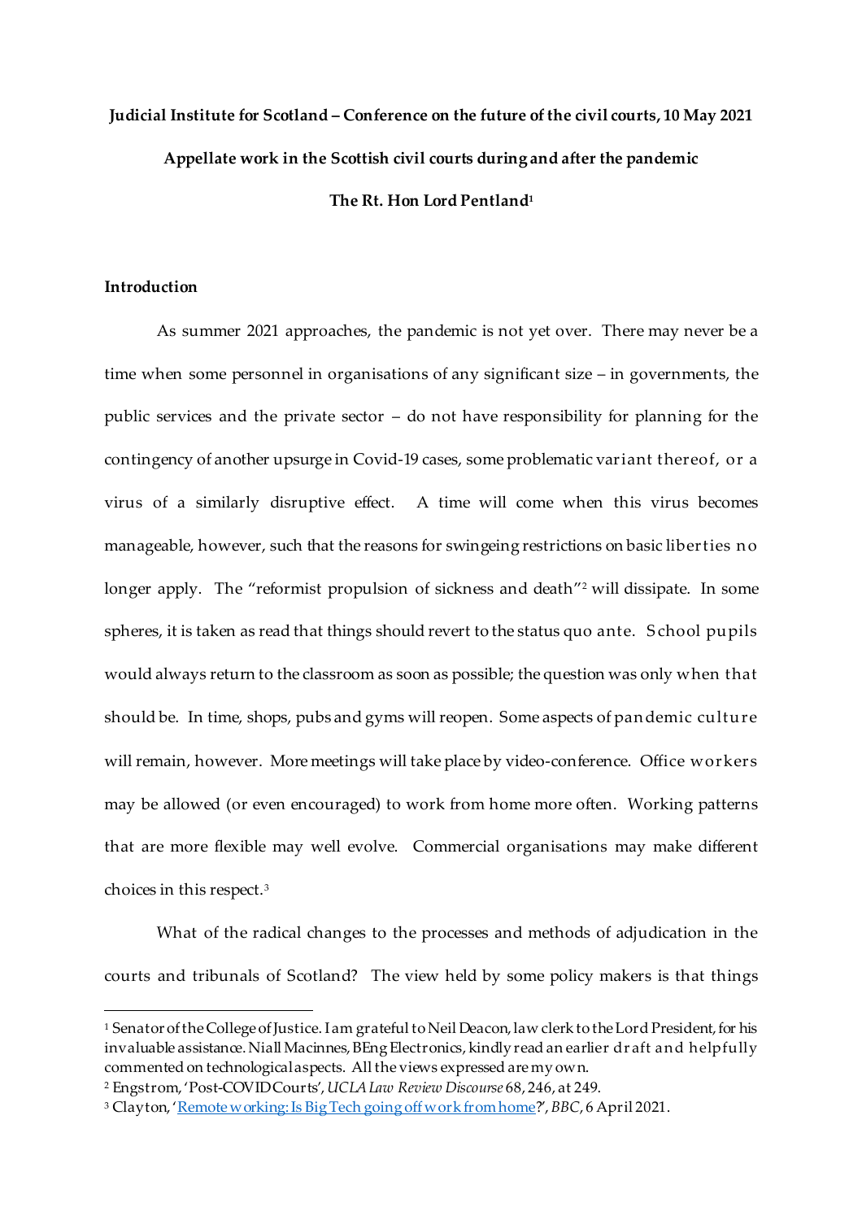**Judicial Institute for Scotland – Conference on the future of the civil courts, 10 May 2021**

**Appellate work in the Scottish civil courts during and after the pandemic**

**The Rt. Hon Lord Pentland**[1]

## Introduction

As summer 2021 approaches, the pandemic is not yet over. There may never be a time when some personnel in organisations of any significant size – in governments, the public services and the private sector – do not have responsibility for planning for the contingency of another upsurge in Covid-19 cases, some problematic variant thereof, or a virus of a similarly disruptive effect. A time will come when this virus becomes manageable, however, such that the reasons for swingeing restrictions on basic liberties no longer apply. The "reformist propulsion of sickness and death"[2] will dissipate. In some spheres, it is taken as read that things should revert to the status quo ante. School pupils would always return to the classroom as soon as possible; the question was only when that should be. In time, shops, pubs and gyms will reopen. Some aspects of pandemic culture will remain, however. More meetings will take place by video-conference. Office workers may be allowed (or even encouraged) to work from home more often. Working patterns that are more flexible may well evolve. Commercial organisations may make different choices in this respect.[3]

What of the radical changes to the processes and methods of adjudication in the courts and tribunals of Scotland? The view held by some policy makers is that things

---

[1] Senator of the College of Justice. I am grateful to Neil Deacon, law clerk to the Lord President, for his invaluable assistance. Niall Macinnes, BEng Electronics, kindly read an earlier draft and helpfully commented on technological aspects. All the views expressed are my own.

[2] Engstrom, 'Post-COVID Courts', *UCLA Law Review Discourse* 68, 246, at 249.

[3] Clayton, '[Remote working: Is Big Tech going off work from home](#)?', *BBC*, 6 April 2021.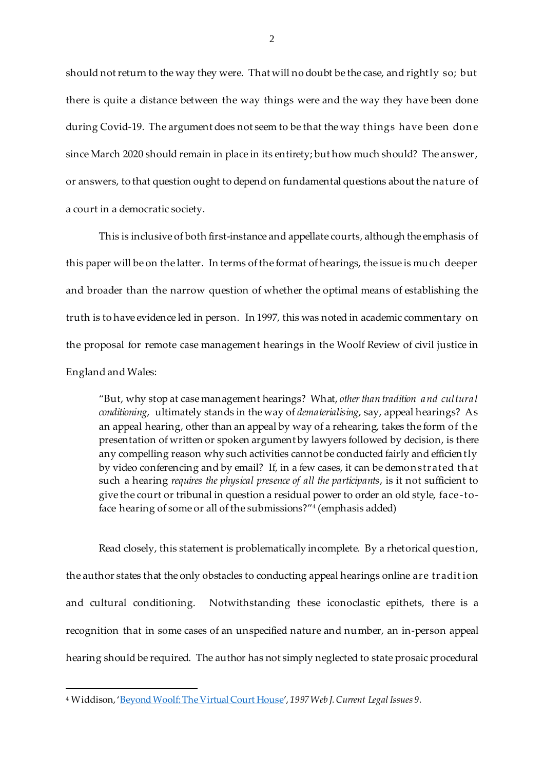should not return to the way they were. That will no doubt be the case, and rightly so; but there is quite a distance between the way things were and the way they have been done during Covid-19. The argument does not seem to be that the way things have been done since March 2020 should remain in place in its entirety; but how much should? The answer, or answers, to that question ought to depend on fundamental questions about the nature of a court in a democratic society.

This is inclusive of both first-instance and appellate courts, although the emphasis of this paper will be on the latter. In terms of the format of hearings, the issue is much deeper and broader than the narrow question of whether the optimal means of establishing the truth is to have evidence led in person. In 1997, this was noted in academic commentary on the proposal for remote case management hearings in the Woolf Review of civil justice in England and Wales:

> "But, why stop at case management hearings? What, *other than tradition and cultural conditioning*, ultimately stands in the way of *dematerialising*, say, appeal hearings? As an appeal hearing, other than an appeal by way of a rehearing, takes the form of the presentation of written or spoken argument by lawyers followed by decision, is there any compelling reason why such activities cannot be conducted fairly and efficiently by video conferencing and by email? If, in a few cases, it can be demonstrated that such a hearing *requires the physical presence of all the participants*, is it not sufficient to give the court or tribunal in question a residual power to order an old style, face-to-face hearing of some or all of the submissions?"[4] (emphasis added)

Read closely, this statement is problematically incomplete. By a rhetorical question, the author states that the only obstacles to conducting appeal hearings online are tradition and cultural conditioning. Notwithstanding these iconoclastic epithets, there is a recognition that in some cases of an unspecified nature and number, an in-person appeal hearing should be required. The author has not simply neglected to state prosaic procedural

---

[4] Widdison, 'Beyond Woolf: The Virtual Court House', *1997 Web J. Current Legal Issues 9*.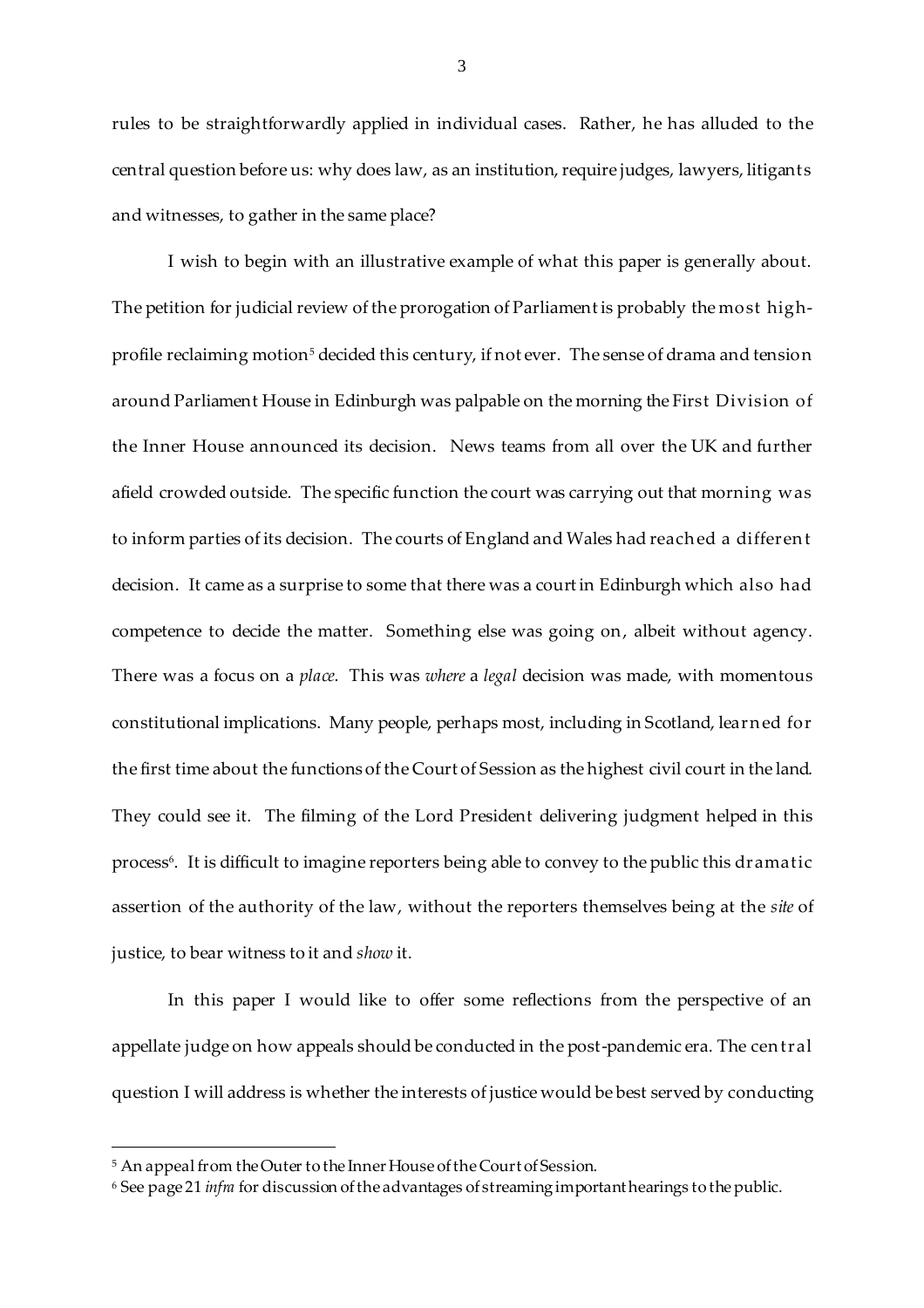rules to be straightforwardly applied in individual cases. Rather, he has alluded to the central question before us: why does law, as an institution, require judges, lawyers, litigants and witnesses, to gather in the same place?

I wish to begin with an illustrative example of what this paper is generally about. The petition for judicial review of the prorogation of Parliament is probably the most high-profile reclaiming motion[5] decided this century, if not ever. The sense of drama and tension around Parliament House in Edinburgh was palpable on the morning the First Division of the Inner House announced its decision. News teams from all over the UK and further afield crowded outside. The specific function the court was carrying out that morning was to inform parties of its decision. The courts of England and Wales had reached a different decision. It came as a surprise to some that there was a court in Edinburgh which also had competence to decide the matter. Something else was going on, albeit without agency. There was a focus on a *place*. This was *where* a *legal* decision was made, with momentous constitutional implications. Many people, perhaps most, including in Scotland, learned for the first time about the functions of the Court of Session as the highest civil court in the land. They could see it. The filming of the Lord President delivering judgment helped in this process[6]. It is difficult to imagine reporters being able to convey to the public this dramatic assertion of the authority of the law, without the reporters themselves being at the *site* of justice, to bear witness to it and *show* it.

In this paper I would like to offer some reflections from the perspective of an appellate judge on how appeals should be conducted in the post-pandemic era. The central question I will address is whether the interests of justice would be best served by conducting

---

[5] An appeal from the Outer to the Inner House of the Court of Session.

[6] See page 21 *infra* for discussion of the advantages of streaming important hearings to the public.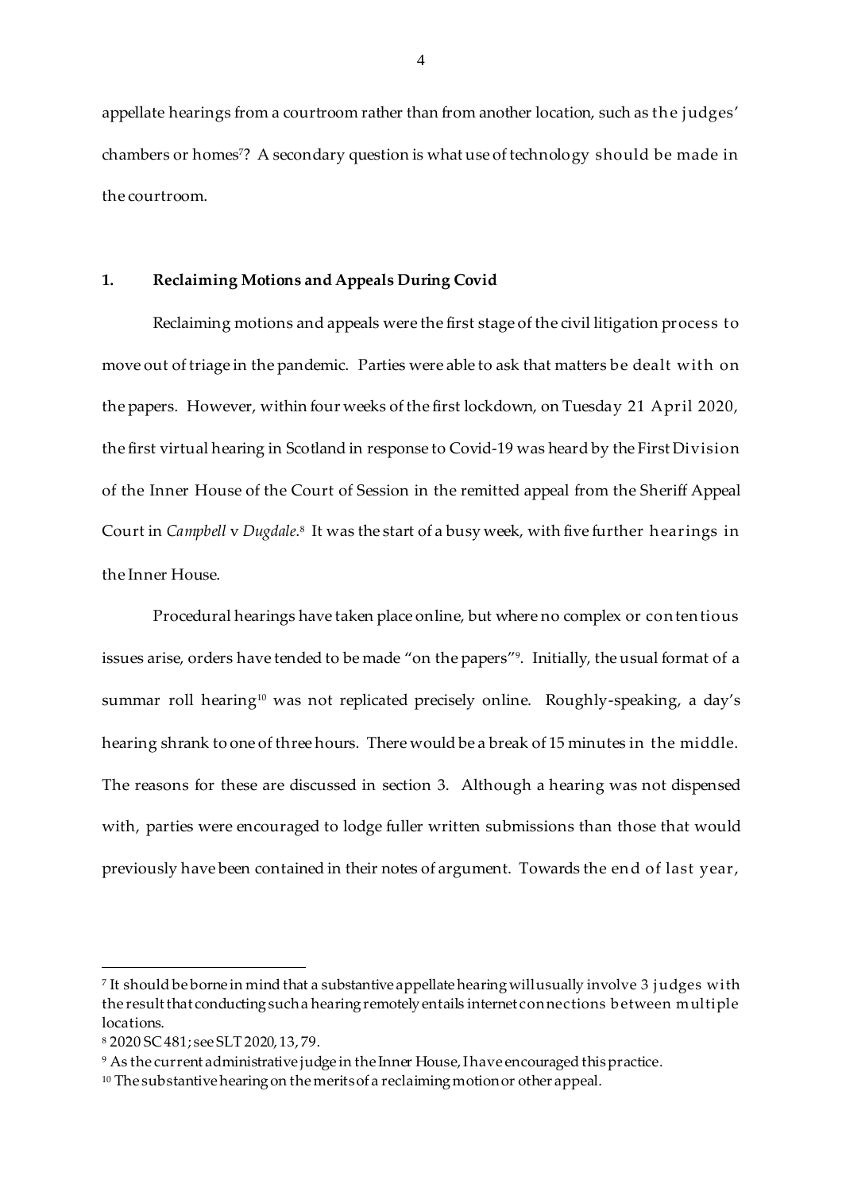appellate hearings from a courtroom rather than from another location, such as the judges' chambers or homes[7]? A secondary question is what use of technology should be made in the courtroom.

## 1. Reclaiming Motions and Appeals During Covid

Reclaiming motions and appeals were the first stage of the civil litigation process to move out of triage in the pandemic. Parties were able to ask that matters be dealt with on the papers. However, within four weeks of the first lockdown, on Tuesday 21 April 2020, the first virtual hearing in Scotland in response to Covid-19 was heard by the First Division of the Inner House of the Court of Session in the remitted appeal from the Sheriff Appeal Court in *Campbell* v *Dugdale*.[8] It was the start of a busy week, with five further hearings in the Inner House.

Procedural hearings have taken place online, but where no complex or contentious issues arise, orders have tended to be made "on the papers"[9]. Initially, the usual format of a summar roll hearing[10] was not replicated precisely online. Roughly-speaking, a day's hearing shrank to one of three hours. There would be a break of 15 minutes in the middle. The reasons for these are discussed in section 3. Although a hearing was not dispensed with, parties were encouraged to lodge fuller written submissions than those that would previously have been contained in their notes of argument. Towards the end of last year,

[7] It should be borne in mind that a substantive appellate hearing will usually involve 3 judges with the result that conducting such a hearing remotely entails internet connections between multiple locations.

[8] 2020 SC 481; see SLT 2020, 13, 79.

[9] As the current administrative judge in the Inner House, I have encouraged this practice.

[10] The substantive hearing on the merits of a reclaiming motion or other appeal.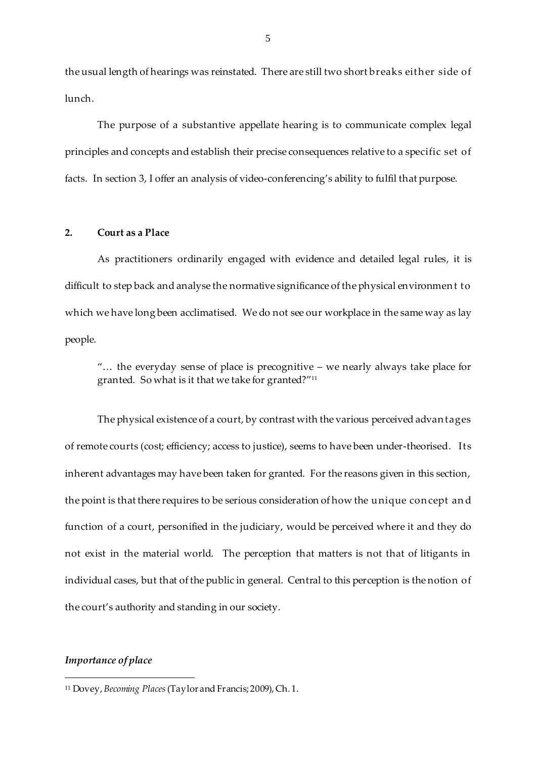the usual length of hearings was reinstated. There are still two short breaks either side of lunch.

The purpose of a substantive appellate hearing is to communicate complex legal principles and concepts and establish their precise consequences relative to a specific set of facts. In section 3, I offer an analysis of video-conferencing's ability to fulfil that purpose.

## 2. Court as a Place

As practitioners ordinarily engaged with evidence and detailed legal rules, it is difficult to step back and analyse the normative significance of the physical environment to which we have long been acclimatised. We do not see our workplace in the same way as lay people.

> "… the everyday sense of place is precognitive – we nearly always take place for granted. So what is it that we take for granted?"[11]

The physical existence of a court, by contrast with the various perceived advantages of remote courts (cost; efficiency; access to justice), seems to have been under-theorised. Its inherent advantages may have been taken for granted. For the reasons given in this section, the point is that there requires to be serious consideration of how the unique concept and function of a court, personified in the judiciary, would be perceived where it and they do not exist in the material world. The perception that matters is not that of litigants in individual cases, but that of the public in general. Central to this perception is the notion of the court's authority and standing in our society.

### *Importance of place*

[11] Dovey, *Becoming Places* (Taylor and Francis; 2009), Ch. 1.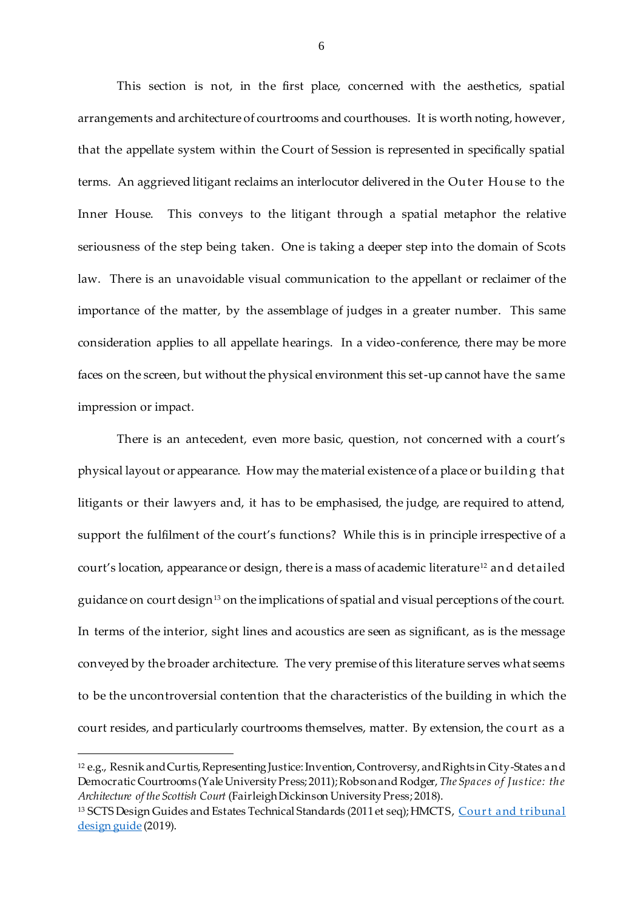This section is not, in the first place, concerned with the aesthetics, spatial arrangements and architecture of courtrooms and courthouses. It is worth noting, however, that the appellate system within the Court of Session is represented in specifically spatial terms. An aggrieved litigant reclaims an interlocutor delivered in the Outer House to the Inner House. This conveys to the litigant through a spatial metaphor the relative seriousness of the step being taken. One is taking a deeper step into the domain of Scots law. There is an unavoidable visual communication to the appellant or reclaimer of the importance of the matter, by the assemblage of judges in a greater number. This same consideration applies to all appellate hearings. In a video-conference, there may be more faces on the screen, but without the physical environment this set-up cannot have the same impression or impact.

There is an antecedent, even more basic, question, not concerned with a court's physical layout or appearance. How may the material existence of a place or building that litigants or their lawyers and, it has to be emphasised, the judge, are required to attend, support the fulfilment of the court's functions? While this is in principle irrespective of a court's location, appearance or design, there is a mass of academic literature[12] and detailed guidance on court design[13] on the implications of spatial and visual perceptions of the court. In terms of the interior, sight lines and acoustics are seen as significant, as is the message conveyed by the broader architecture. The very premise of this literature serves what seems to be the uncontroversial contention that the characteristics of the building in which the court resides, and particularly courtrooms themselves, matter. By extension, the court as a

---

[12] e.g., Resnik and Curtis, Representing Justice: Invention, Controversy, and Rights in City-States and Democratic Courtrooms (Yale University Press; 2011); Robson and Rodger, *The Spaces of Justice: the Architecture of the Scottish Court* (Fairleigh Dickinson University Press; 2018).

[13] SCTS Design Guides and Estates Technical Standards (2011 et seq); HMCTS, [Court and tribunal design guide](#) (2019).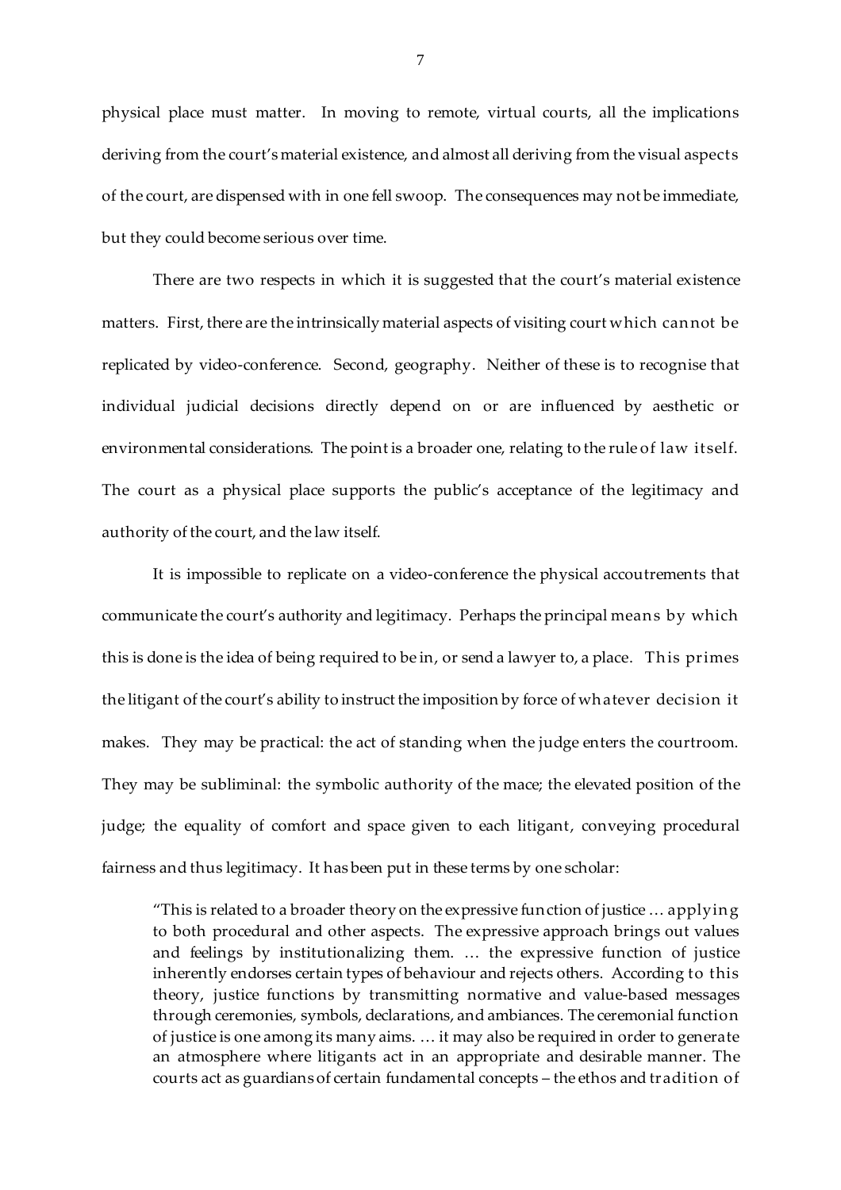physical place must matter. In moving to remote, virtual courts, all the implications deriving from the court's material existence, and almost all deriving from the visual aspects of the court, are dispensed with in one fell swoop. The consequences may not be immediate, but they could become serious over time.

There are two respects in which it is suggested that the court's material existence matters. First, there are the intrinsically material aspects of visiting court which cannot be replicated by video-conference. Second, geography. Neither of these is to recognise that individual judicial decisions directly depend on or are influenced by aesthetic or environmental considerations. The point is a broader one, relating to the rule of law itself. The court as a physical place supports the public's acceptance of the legitimacy and authority of the court, and the law itself.

It is impossible to replicate on a video-conference the physical accoutrements that communicate the court's authority and legitimacy. Perhaps the principal means by which this is done is the idea of being required to be in, or send a lawyer to, a place. This primes the litigant of the court's ability to instruct the imposition by force of whatever decision it makes. They may be practical: the act of standing when the judge enters the courtroom. They may be subliminal: the symbolic authority of the mace; the elevated position of the judge; the equality of comfort and space given to each litigant, conveying procedural fairness and thus legitimacy. It has been put in these terms by one scholar:

> "This is related to a broader theory on the expressive function of justice … applying to both procedural and other aspects. The expressive approach brings out values and feelings by institutionalizing them. … the expressive function of justice inherently endorses certain types of behaviour and rejects others. According to this theory, justice functions by transmitting normative and value-based messages through ceremonies, symbols, declarations, and ambiances. The ceremonial function of justice is one among its many aims. … it may also be required in order to generate an atmosphere where litigants act in an appropriate and desirable manner. The courts act as guardians of certain fundamental concepts – the ethos and tradition of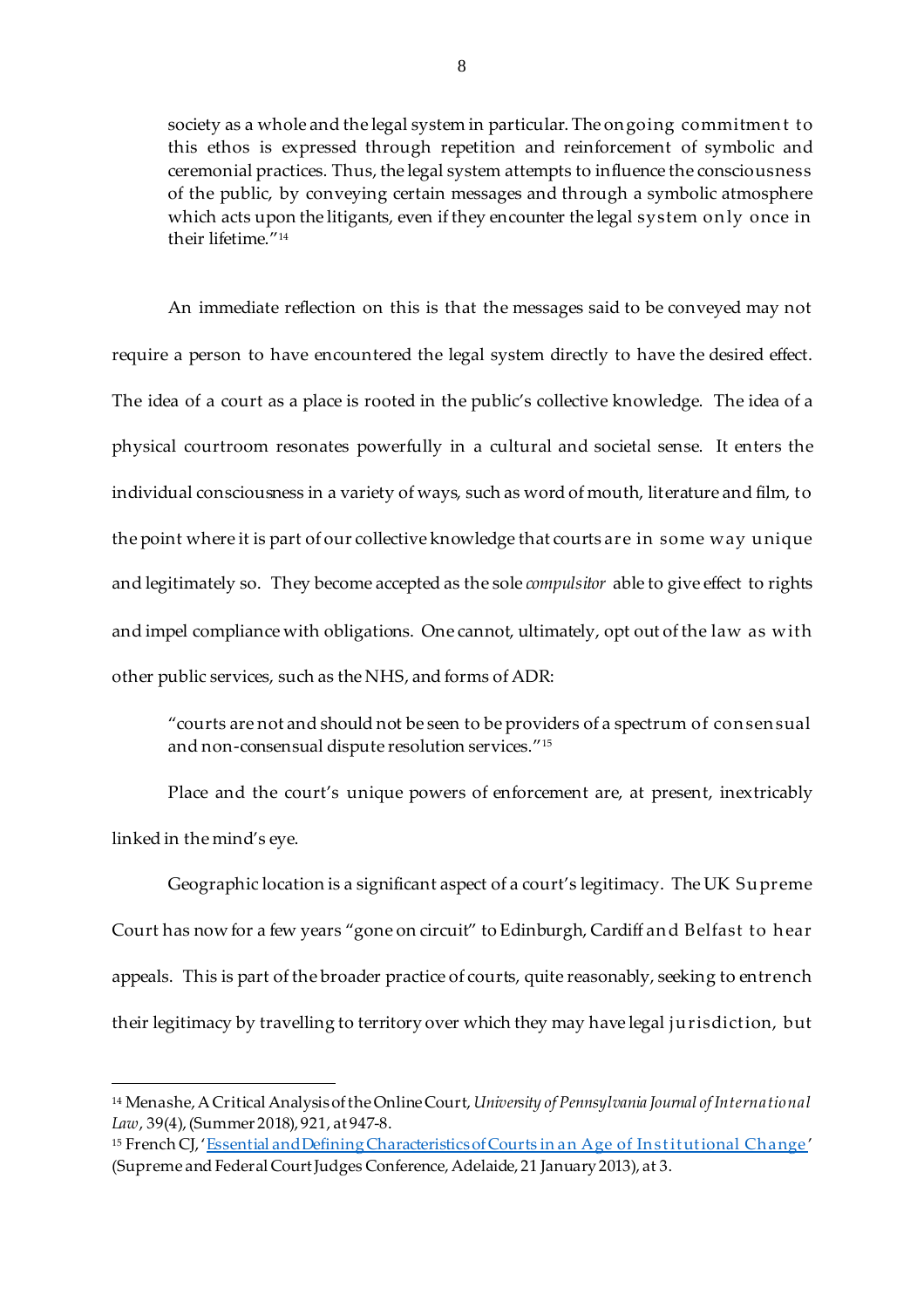> society as a whole and the legal system in particular. The ongoing commitment to this ethos is expressed through repetition and reinforcement of symbolic and ceremonial practices. Thus, the legal system attempts to influence the consciousness of the public, by conveying certain messages and through a symbolic atmosphere which acts upon the litigants, even if they encounter the legal system only once in their lifetime."[14]

An immediate reflection on this is that the messages said to be conveyed may not require a person to have encountered the legal system directly to have the desired effect. The idea of a court as a place is rooted in the public's collective knowledge. The idea of a physical courtroom resonates powerfully in a cultural and societal sense. It enters the individual consciousness in a variety of ways, such as word of mouth, literature and film, to the point where it is part of our collective knowledge that courts are in some way unique and legitimately so. They become accepted as the sole *compulsitor* able to give effect to rights and impel compliance with obligations. One cannot, ultimately, opt out of the law as with other public services, such as the NHS, and forms of ADR:

> "courts are not and should not be seen to be providers of a spectrum of consensual and non-consensual dispute resolution services."[15]

Place and the court's unique powers of enforcement are, at present, inextricably linked in the mind's eye.

Geographic location is a significant aspect of a court's legitimacy. The UK Supreme Court has now for a few years "gone on circuit" to Edinburgh, Cardiff and Belfast to hear appeals. This is part of the broader practice of courts, quite reasonably, seeking to entrench their legitimacy by travelling to territory over which they may have legal jurisdiction, but

---

[14] Menashe, A Critical Analysis of the Online Court, *University of Pennsylvania Journal of International Law*, 39(4), (Summer 2018), 921, at 947-8.

[15] French CJ, 'Essential and Defining Characteristics of Courts in an Age of Institutional Change' (Supreme and Federal Court Judges Conference, Adelaide, 21 January 2013), at 3.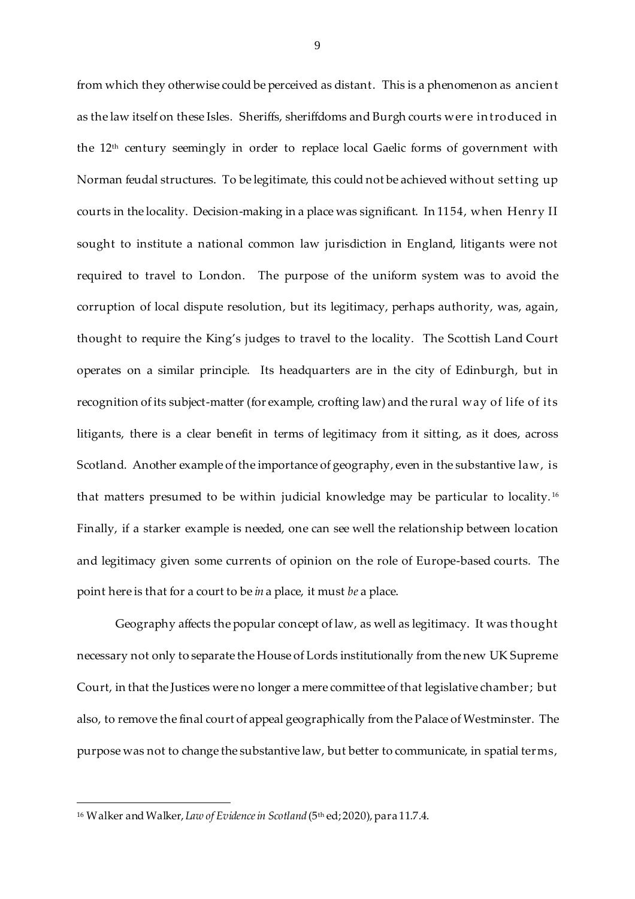from which they otherwise could be perceived as distant. This is a phenomenon as ancient as the law itself on these Isles. Sheriffs, sheriffdoms and Burgh courts were introduced in the 12th century seemingly in order to replace local Gaelic forms of government with Norman feudal structures. To be legitimate, this could not be achieved without setting up courts in the locality. Decision-making in a place was significant. In 1154, when Henry II sought to institute a national common law jurisdiction in England, litigants were not required to travel to London. The purpose of the uniform system was to avoid the corruption of local dispute resolution, but its legitimacy, perhaps authority, was, again, thought to require the King's judges to travel to the locality. The Scottish Land Court operates on a similar principle. Its headquarters are in the city of Edinburgh, but in recognition of its subject-matter (for example, crofting law) and the rural way of life of its litigants, there is a clear benefit in terms of legitimacy from it sitting, as it does, across Scotland. Another example of the importance of geography, even in the substantive law, is that matters presumed to be within judicial knowledge may be particular to locality.[16] Finally, if a starker example is needed, one can see well the relationship between location and legitimacy given some currents of opinion on the role of Europe-based courts. The point here is that for a court to be *in* a place, it must *be* a place.

Geography affects the popular concept of law, as well as legitimacy. It was thought necessary not only to separate the House of Lords institutionally from the new UK Supreme Court, in that the Justices were no longer a mere committee of that legislative chamber; but also, to remove the final court of appeal geographically from the Palace of Westminster. The purpose was not to change the substantive law, but better to communicate, in spatial terms,

---

[16] Walker and Walker, *Law of Evidence in Scotland* (5th ed; 2020), para 11.7.4.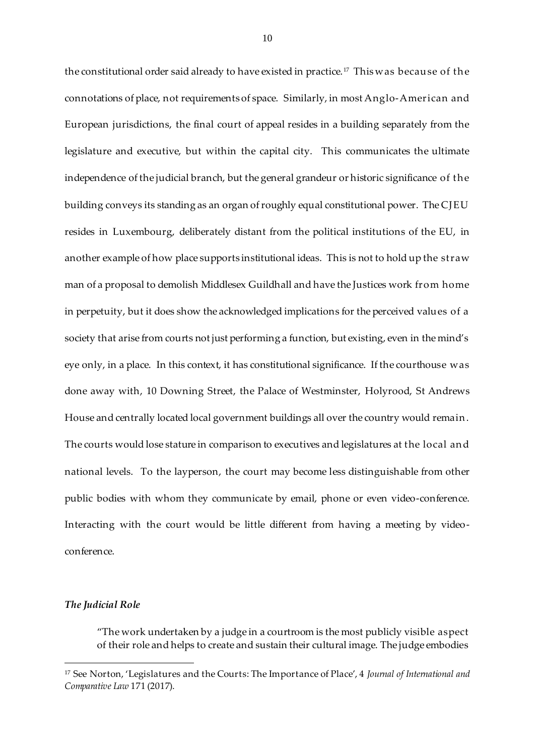the constitutional order said already to have existed in practice.[17] This was because of the connotations of place, not requirements of space. Similarly, in most Anglo-American and European jurisdictions, the final court of appeal resides in a building separately from the legislature and executive, but within the capital city. This communicates the ultimate independence of the judicial branch, but the general grandeur or historic significance of the building conveys its standing as an organ of roughly equal constitutional power. The CJEU resides in Luxembourg, deliberately distant from the political institutions of the EU, in another example of how place supports institutional ideas. This is not to hold up the straw man of a proposal to demolish Middlesex Guildhall and have the Justices work from home in perpetuity, but it does show the acknowledged implications for the perceived values of a society that arise from courts not just performing a function, but existing, even in the mind's eye only, in a place. In this context, it has constitutional significance. If the courthouse was done away with, 10 Downing Street, the Palace of Westminster, Holyrood, St Andrews House and centrally located local government buildings all over the country would remain. The courts would lose stature in comparison to executives and legislatures at the local and national levels. To the layperson, the court may become less distinguishable from other public bodies with whom they communicate by email, phone or even video-conference. Interacting with the court would be little different from having a meeting by video-conference.

### *The Judicial Role*

> "The work undertaken by a judge in a courtroom is the most publicly visible aspect of their role and helps to create and sustain their cultural image. The judge embodies

[17] See Norton, 'Legislatures and the Courts: The Importance of Place', 4 *Journal of International and Comparative Law* 171 (2017).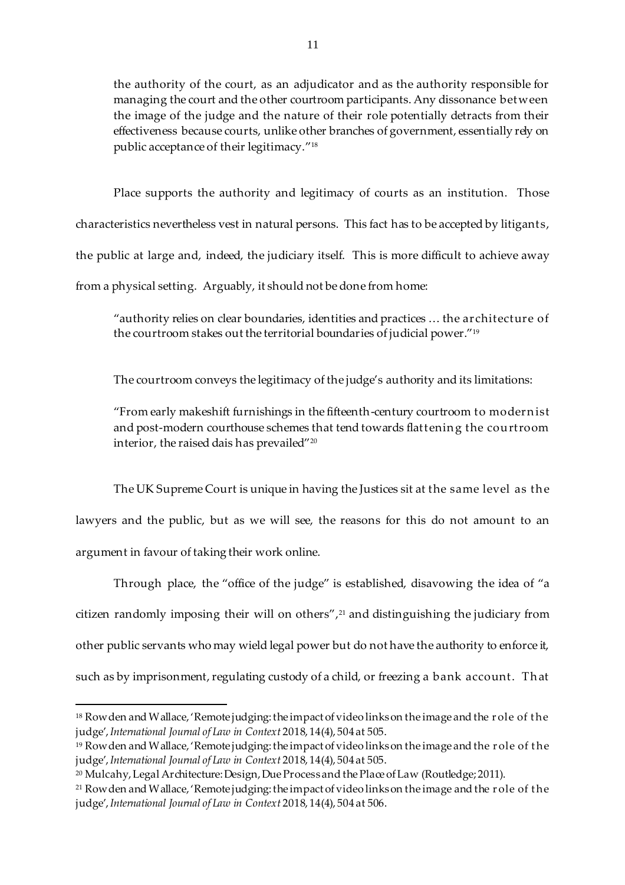> the authority of the court, as an adjudicator and as the authority responsible for managing the court and the other courtroom participants. Any dissonance between the image of the judge and the nature of their role potentially detracts from their effectiveness because courts, unlike other branches of government, essentially rely on public acceptance of their legitimacy."[18]

Place supports the authority and legitimacy of courts as an institution. Those characteristics nevertheless vest in natural persons. This fact has to be accepted by litigants, the public at large and, indeed, the judiciary itself. This is more difficult to achieve away from a physical setting. Arguably, it should not be done from home:

> "authority relies on clear boundaries, identities and practices … the architecture of the courtroom stakes out the territorial boundaries of judicial power."[19]

The courtroom conveys the legitimacy of the judge's authority and its limitations:

> "From early makeshift furnishings in the fifteenth-century courtroom to modernist and post-modern courthouse schemes that tend towards flattening the courtroom interior, the raised dais has prevailed"[20]

The UK Supreme Court is unique in having the Justices sit at the same level as the lawyers and the public, but as we will see, the reasons for this do not amount to an argument in favour of taking their work online.

Through place, the "office of the judge" is established, disavowing the idea of "a citizen randomly imposing their will on others",[21] and distinguishing the judiciary from other public servants who may wield legal power but do not have the authority to enforce it, such as by imprisonment, regulating custody of a child, or freezing a bank account. That

---

[18] Rowden and Wallace, 'Remote judging: the impact of video links on the image and the role of the judge', *International Journal of Law in Context* 2018, 14(4), 504 at 505.

[19] Rowden and Wallace, 'Remote judging: the impact of video links on the image and the role of the judge', *International Journal of Law in Context* 2018, 14(4), 504 at 505.

[20] Mulcahy, Legal Architecture: Design, Due Process and the Place of Law (Routledge; 2011).

[21] Rowden and Wallace, 'Remote judging: the impact of video links on the image and the role of the judge', *International Journal of Law in Context* 2018, 14(4), 504 at 506.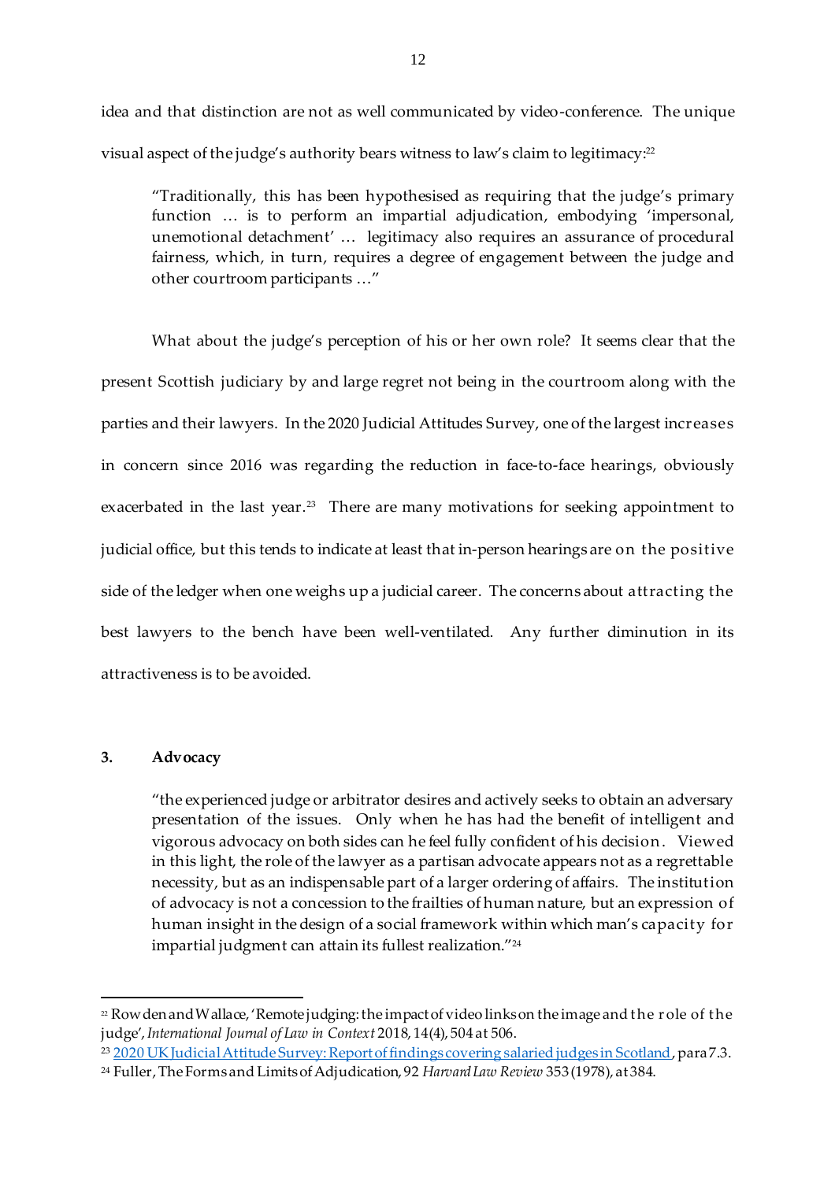idea and that distinction are not as well communicated by video-conference. The unique visual aspect of the judge's authority bears witness to law's claim to legitimacy:[22]

> "Traditionally, this has been hypothesised as requiring that the judge's primary function … is to perform an impartial adjudication, embodying 'impersonal, unemotional detachment' … legitimacy also requires an assurance of procedural fairness, which, in turn, requires a degree of engagement between the judge and other courtroom participants …"

What about the judge's perception of his or her own role? It seems clear that the present Scottish judiciary by and large regret not being in the courtroom along with the parties and their lawyers. In the 2020 Judicial Attitudes Survey, one of the largest increases in concern since 2016 was regarding the reduction in face-to-face hearings, obviously exacerbated in the last year.[23] There are many motivations for seeking appointment to judicial office, but this tends to indicate at least that in-person hearings are on the positive side of the ledger when one weighs up a judicial career. The concerns about attracting the best lawyers to the bench have been well-ventilated. Any further diminution in its attractiveness is to be avoided.

## 3. Advocacy

> "the experienced judge or arbitrator desires and actively seeks to obtain an adversary presentation of the issues. Only when he has had the benefit of intelligent and vigorous advocacy on both sides can he feel fully confident of his decision. Viewed in this light, the role of the lawyer as a partisan advocate appears not as a regrettable necessity, but as an indispensable part of a larger ordering of affairs. The institution of advocacy is not a concession to the frailties of human nature, but an expression of human insight in the design of a social framework within which man's capacity for impartial judgment can attain its fullest realization."[24]

---

[22] Rowden and Wallace, 'Remote judging: the impact of video links on the image and the role of the judge', *International Journal of Law in Context* 2018, 14(4), 504 at 506.

[23] 2020 UK Judicial Attitude Survey: Report of findings covering salaried judges in Scotland, para 7.3.

[24] Fuller, The Forms and Limits of Adjudication, 92 *Harvard Law Review* 353 (1978), at 384.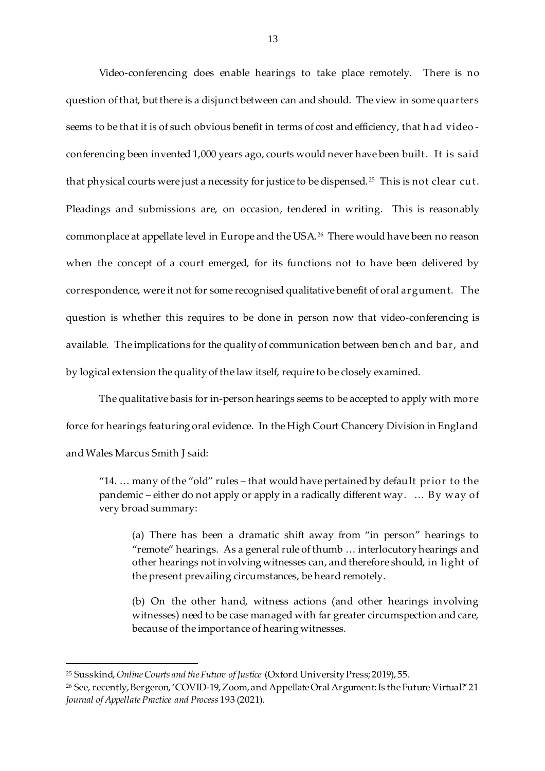Video-conferencing does enable hearings to take place remotely. There is no question of that, but there is a disjunct between can and should. The view in some quarters seems to be that it is of such obvious benefit in terms of cost and efficiency, that had video-conferencing been invented 1,000 years ago, courts would never have been built. It is said that physical courts were just a necessity for justice to be dispensed.[25] This is not clear cut. Pleadings and submissions are, on occasion, tendered in writing. This is reasonably commonplace at appellate level in Europe and the USA.[26] There would have been no reason when the concept of a court emerged, for its functions not to have been delivered by correspondence, were it not for some recognised qualitative benefit of oral argument. The question is whether this requires to be done in person now that video-conferencing is available. The implications for the quality of communication between bench and bar, and by logical extension the quality of the law itself, require to be closely examined.

The qualitative basis for in-person hearings seems to be accepted to apply with more force for hearings featuring oral evidence. In the High Court Chancery Division in England and Wales Marcus Smith J said:

> "14. … many of the "old" rules – that would have pertained by default prior to the pandemic – either do not apply or apply in a radically different way. … By way of very broad summary:
>
> > (a) There has been a dramatic shift away from "in person" hearings to "remote" hearings. As a general rule of thumb … interlocutory hearings and other hearings not involving witnesses can, and therefore should, in light of the present prevailing circumstances, be heard remotely.
> >
> > (b) On the other hand, witness actions (and other hearings involving witnesses) need to be case managed with far greater circumspection and care, because of the importance of hearing witnesses.

---

[25] Susskind, *Online Courts and the Future of Justice* (Oxford University Press; 2019), 55.

[26] See, recently, Bergeron, 'COVID-19, Zoom, and Appellate Oral Argument: Is the Future Virtual?' 21 *Journal of Appellate Practice and Process* 193 (2021).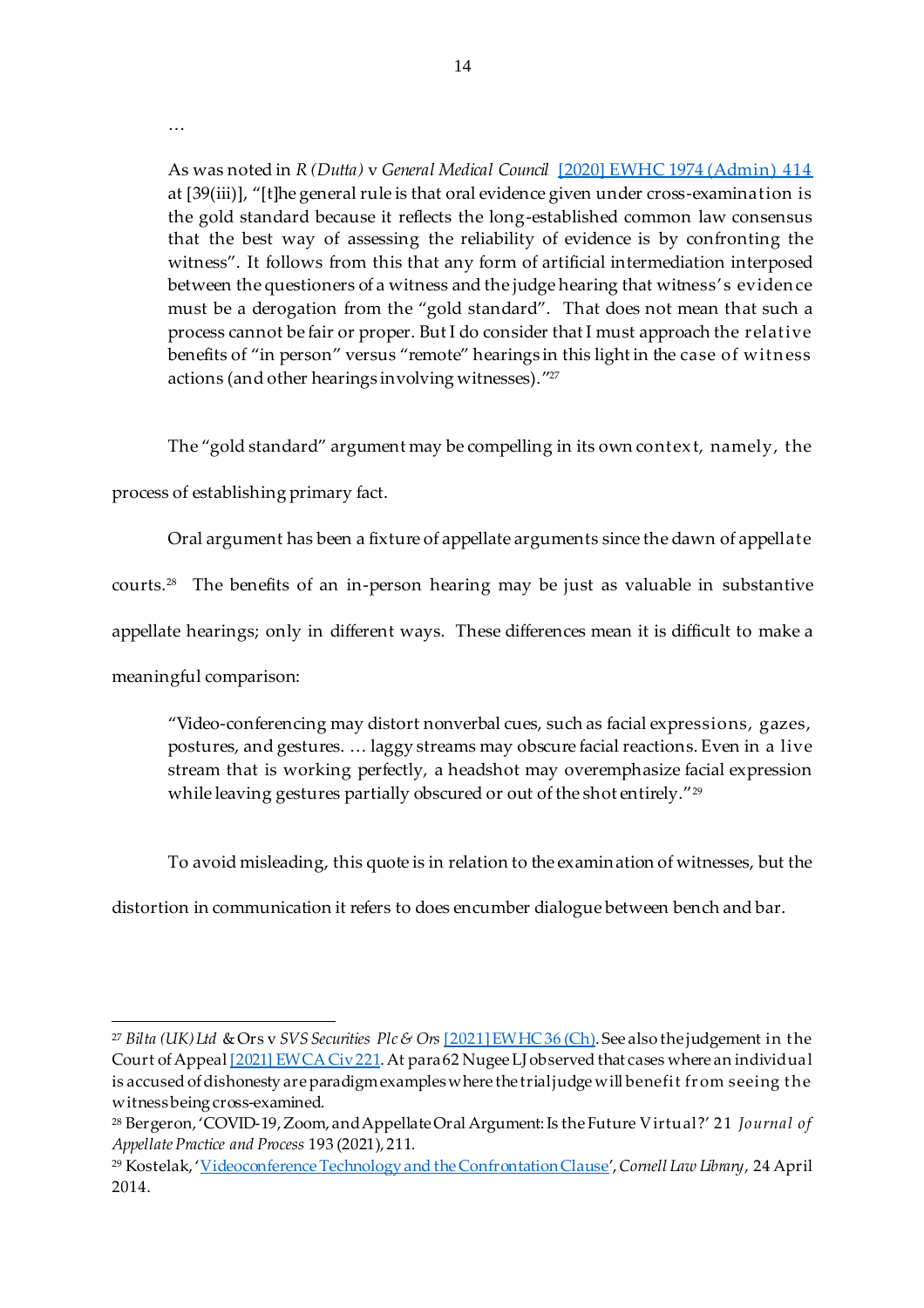…

> As was noted in *R (Dutta)* v *General Medical Council* [2020] EWHC 1974 (Admin) 414 at [39(iii)], "[t]he general rule is that oral evidence given under cross-examination is the gold standard because it reflects the long-established common law consensus that the best way of assessing the reliability of evidence is by confronting the witness". It follows from this that any form of artificial intermediation interposed between the questioners of a witness and the judge hearing that witness's evidence must be a derogation from the "gold standard". That does not mean that such a process cannot be fair or proper. But I do consider that I must approach the relative benefits of "in person" versus "remote" hearings in this light in the case of witness actions (and other hearings involving witnesses)."[27]

The "gold standard" argument may be compelling in its own context, namely, the process of establishing primary fact.

Oral argument has been a fixture of appellate arguments since the dawn of appellate courts.[28] The benefits of an in-person hearing may be just as valuable in substantive appellate hearings; only in different ways. These differences mean it is difficult to make a meaningful comparison:

> "Video-conferencing may distort nonverbal cues, such as facial expressions, gazes, postures, and gestures. … laggy streams may obscure facial reactions. Even in a live stream that is working perfectly, a headshot may overemphasize facial expression while leaving gestures partially obscured or out of the shot entirely."[29]

To avoid misleading, this quote is in relation to the examination of witnesses, but the distortion in communication it refers to does encumber dialogue between bench and bar.

---

[27] *Bilta (UK) Ltd* & Ors v *SVS Securities Plc & Ors* [2021] EWHC 36 (Ch). See also the judgement in the Court of Appeal [2021] EWCA Civ 221. At para 62 Nugee LJ observed that cases where an individual is accused of dishonesty are paradigm examples where the trial judge will benefit from seeing the witness being cross-examined.

[28] Bergeron, 'COVID-19, Zoom, and Appellate Oral Argument: Is the Future Virtual?' 21 *Journal of Appellate Practice and Process* 193 (2021), 211.

[29] Kostelak, 'Videoconference Technology and the Confrontation Clause', *Cornell Law Library*, 24 April 2014.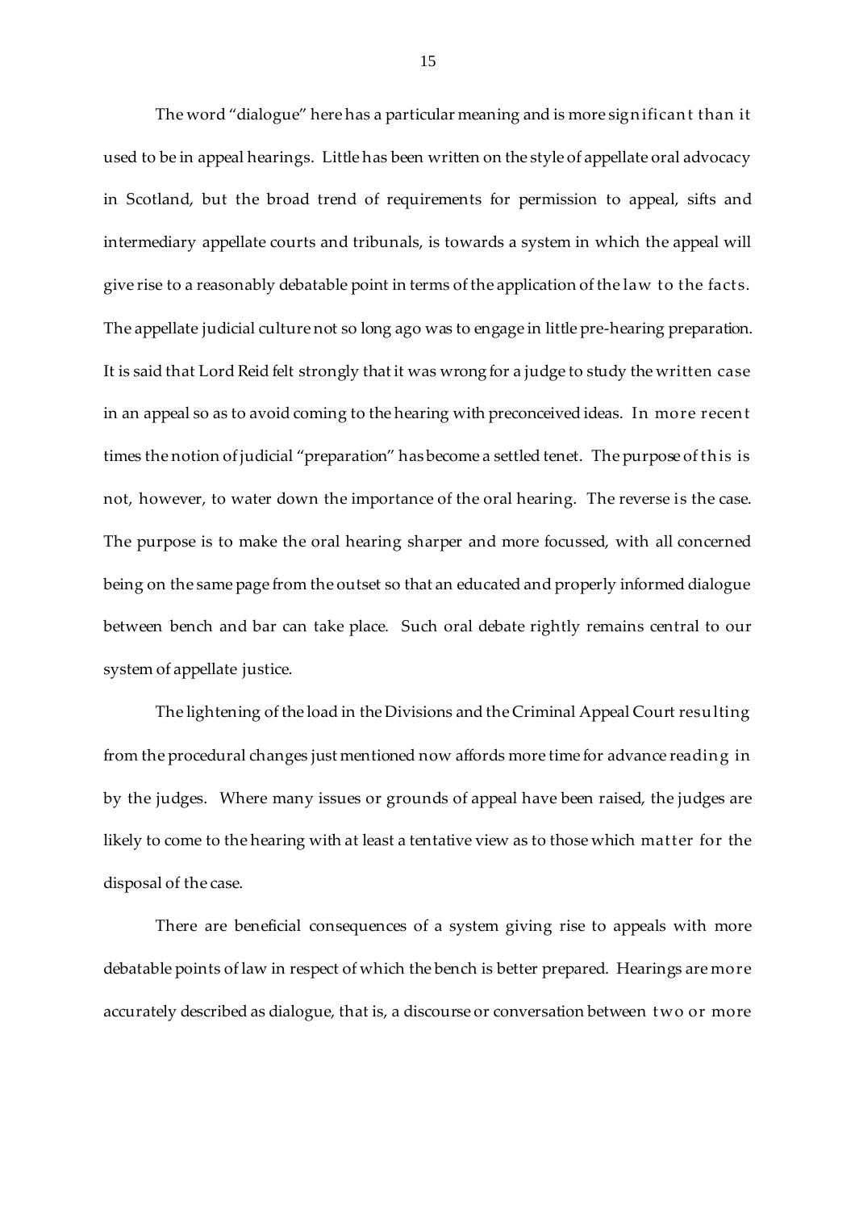The word "dialogue" here has a particular meaning and is more significant than it used to be in appeal hearings. Little has been written on the style of appellate oral advocacy in Scotland, but the broad trend of requirements for permission to appeal, sifts and intermediary appellate courts and tribunals, is towards a system in which the appeal will give rise to a reasonably debatable point in terms of the application of the law to the facts. The appellate judicial culture not so long ago was to engage in little pre-hearing preparation. It is said that Lord Reid felt strongly that it was wrong for a judge to study the written case in an appeal so as to avoid coming to the hearing with preconceived ideas. In more recent times the notion of judicial "preparation" has become a settled tenet. The purpose of this is not, however, to water down the importance of the oral hearing. The reverse is the case. The purpose is to make the oral hearing sharper and more focussed, with all concerned being on the same page from the outset so that an educated and properly informed dialogue between bench and bar can take place. Such oral debate rightly remains central to our system of appellate justice.

The lightening of the load in the Divisions and the Criminal Appeal Court resulting from the procedural changes just mentioned now affords more time for advance reading in by the judges. Where many issues or grounds of appeal have been raised, the judges are likely to come to the hearing with at least a tentative view as to those which matter for the disposal of the case.

There are beneficial consequences of a system giving rise to appeals with more debatable points of law in respect of which the bench is better prepared. Hearings are more accurately described as dialogue, that is, a discourse or conversation between two or more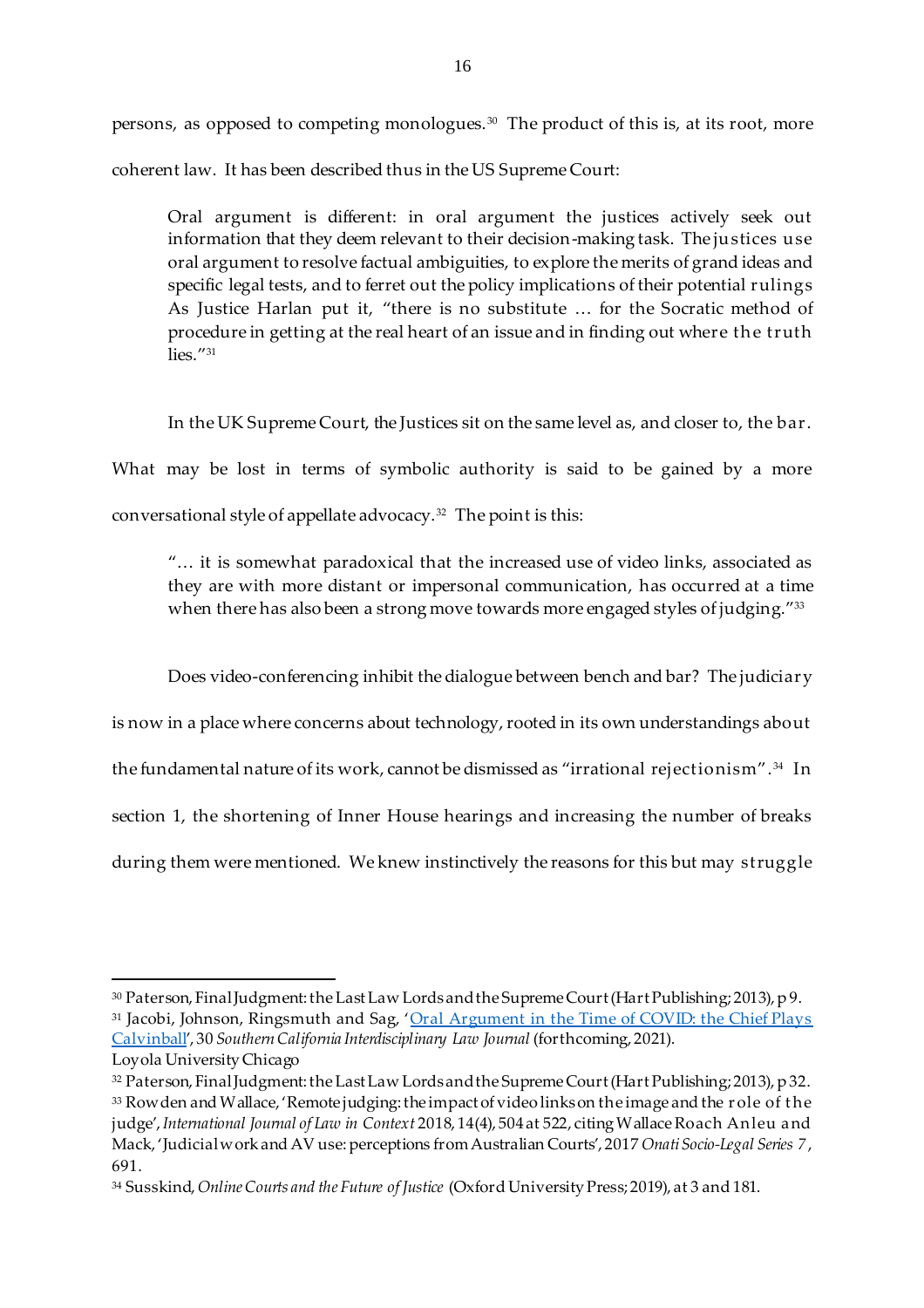persons, as opposed to competing monologues.[30] The product of this is, at its root, more coherent law. It has been described thus in the US Supreme Court:

> Oral argument is different: in oral argument the justices actively seek out information that they deem relevant to their decision-making task. The justices use oral argument to resolve factual ambiguities, to explore the merits of grand ideas and specific legal tests, and to ferret out the policy implications of their potential rulings As Justice Harlan put it, "there is no substitute … for the Socratic method of procedure in getting at the real heart of an issue and in finding out where the truth lies."[31]

In the UK Supreme Court, the Justices sit on the same level as, and closer to, the bar. What may be lost in terms of symbolic authority is said to be gained by a more conversational style of appellate advocacy.[32] The point is this:

> "… it is somewhat paradoxical that the increased use of video links, associated as they are with more distant or impersonal communication, has occurred at a time when there has also been a strong move towards more engaged styles of judging."[33]

Does video-conferencing inhibit the dialogue between bench and bar? The judiciary is now in a place where concerns about technology, rooted in its own understandings about the fundamental nature of its work, cannot be dismissed as "irrational rejectionism".[34] In section 1, the shortening of Inner House hearings and increasing the number of breaks during them were mentioned. We knew instinctively the reasons for this but may struggle

---

[30] Paterson, Final Judgment: the Last Law Lords and the Supreme Court (Hart Publishing; 2013), p 9.

[31] Jacobi, Johnson, Ringsmuth and Sag, '[Oral Argument in the Time of COVID: the Chief Plays Calvinball](#)', 30 *Southern California Interdisciplinary Law Journal* (forthcoming, 2021). Loyola University Chicago

[32] Paterson, Final Judgment: the Last Law Lords and the Supreme Court (Hart Publishing; 2013), p 32.

[33] Rowden and Wallace, 'Remote judging: the impact of video links on the image and the role of the judge', *International Journal of Law in Context* 2018, 14(4), 504 at 522, citing Wallace Roach Anleu and Mack, 'Judicial work and AV use: perceptions from Australian Courts', 2017 *Onati Socio-Legal Series 7*, 691.

[34] Susskind, *Online Courts and the Future of Justice* (Oxford University Press; 2019), at 3 and 181.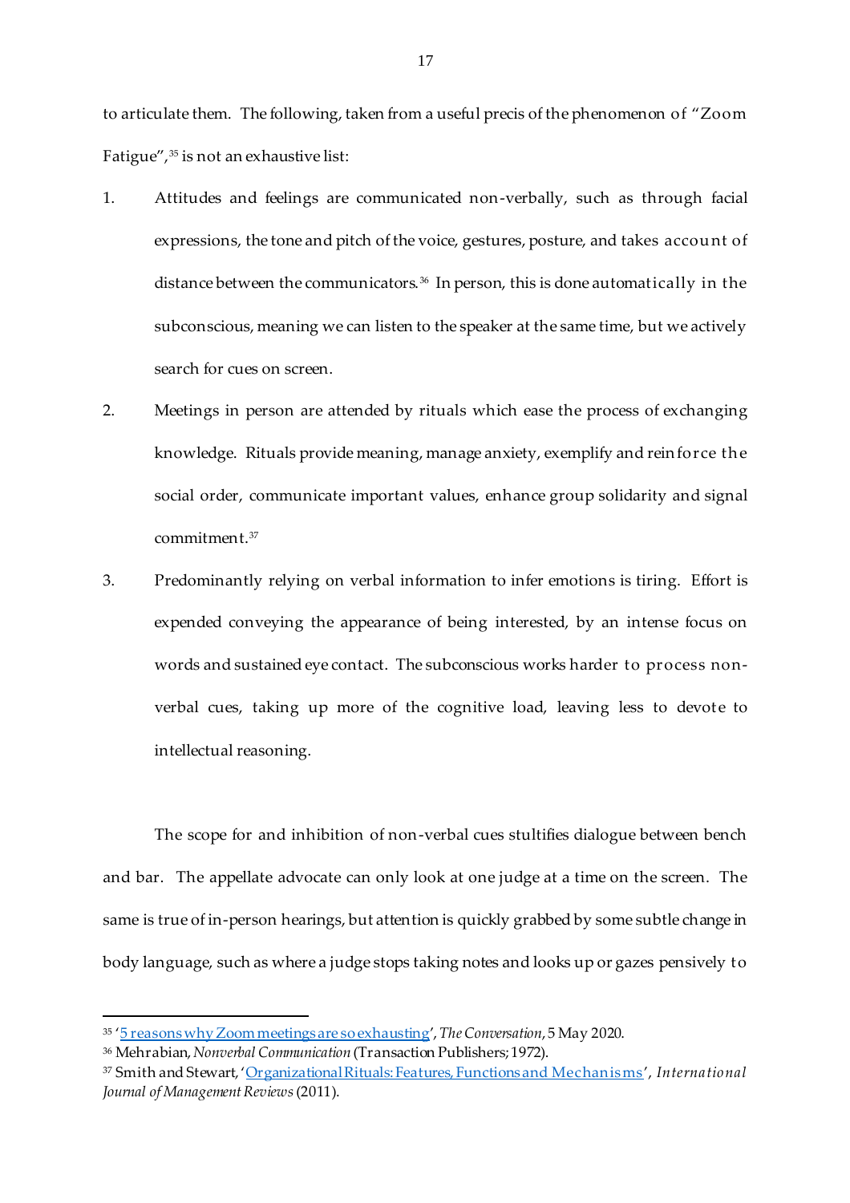to articulate them. The following, taken from a useful precis of the phenomenon of "Zoom Fatigue",[35] is not an exhaustive list:

1. Attitudes and feelings are communicated non-verbally, such as through facial expressions, the tone and pitch of the voice, gestures, posture, and takes account of distance between the communicators.[36] In person, this is done automatically in the subconscious, meaning we can listen to the speaker at the same time, but we actively search for cues on screen.

2. Meetings in person are attended by rituals which ease the process of exchanging knowledge. Rituals provide meaning, manage anxiety, exemplify and reinforce the social order, communicate important values, enhance group solidarity and signal commitment.[37]

3. Predominantly relying on verbal information to infer emotions is tiring. Effort is expended conveying the appearance of being interested, by an intense focus on words and sustained eye contact. The subconscious works harder to process non-verbal cues, taking up more of the cognitive load, leaving less to devote to intellectual reasoning.

The scope for and inhibition of non-verbal cues stultifies dialogue between bench and bar. The appellate advocate can only look at one judge at a time on the screen. The same is true of in-person hearings, but attention is quickly grabbed by some subtle change in body language, such as where a judge stops taking notes and looks up or gazes pensively to

---

[35] '5 reasons why Zoom meetings are so exhausting', *The Conversation*, 5 May 2020.

[36] Mehrabian, *Nonverbal Communication* (Transaction Publishers; 1972).

[37] Smith and Stewart, 'Organizational Rituals: Features, Functions and Mechanisms', *International Journal of Management Reviews* (2011).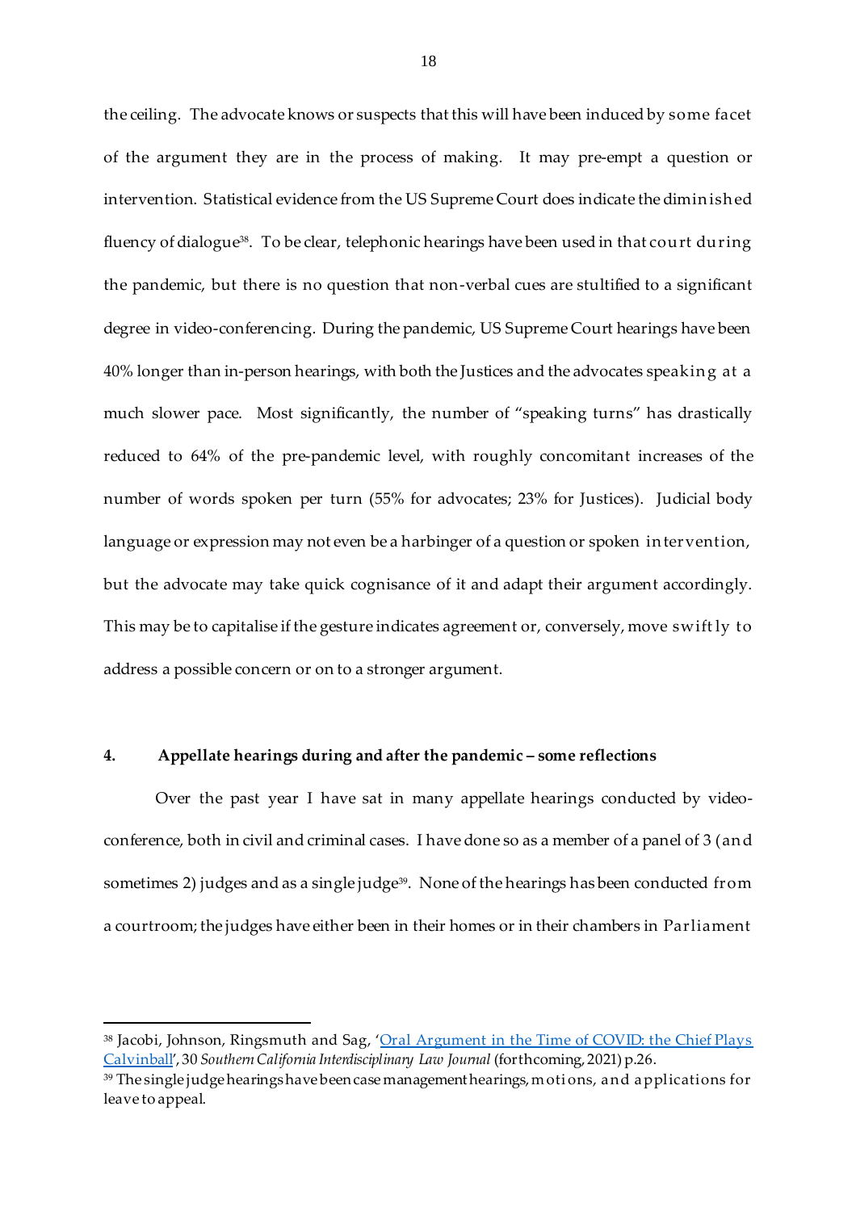the ceiling. The advocate knows or suspects that this will have been induced by some facet of the argument they are in the process of making. It may pre-empt a question or intervention. Statistical evidence from the US Supreme Court does indicate the diminished fluency of dialogue[38]. To be clear, telephonic hearings have been used in that court during the pandemic, but there is no question that non-verbal cues are stultified to a significant degree in video-conferencing. During the pandemic, US Supreme Court hearings have been 40% longer than in-person hearings, with both the Justices and the advocates speaking at a much slower pace. Most significantly, the number of "speaking turns" has drastically reduced to 64% of the pre-pandemic level, with roughly concomitant increases of the number of words spoken per turn (55% for advocates; 23% for Justices). Judicial body language or expression may not even be a harbinger of a question or spoken intervention, but the advocate may take quick cognisance of it and adapt their argument accordingly. This may be to capitalise if the gesture indicates agreement or, conversely, move swiftly to address a possible concern or on to a stronger argument.

## 4. Appellate hearings during and after the pandemic – some reflections

Over the past year I have sat in many appellate hearings conducted by video-conference, both in civil and criminal cases. I have done so as a member of a panel of 3 (and sometimes 2) judges and as a single judge[39]. None of the hearings has been conducted from a courtroom; the judges have either been in their homes or in their chambers in Parliament

---

[38] Jacobi, Johnson, Ringsmuth and Sag, 'Oral Argument in the Time of COVID: the Chief Plays Calvinball', 30 *Southern California Interdisciplinary Law Journal* (forthcoming, 2021) p.26.

[39] The single judge hearings have been case management hearings, motions, and applications for leave to appeal.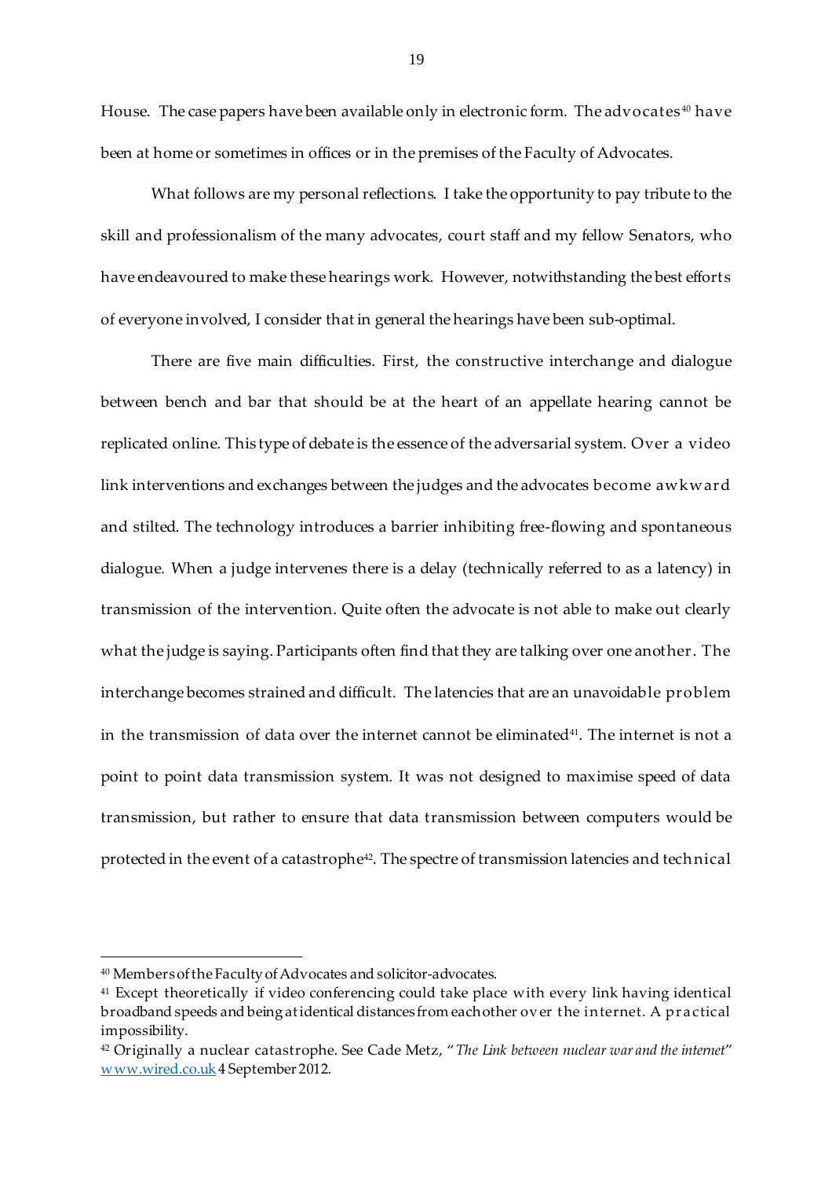House. The case papers have been available only in electronic form. The advocates[40] have been at home or sometimes in offices or in the premises of the Faculty of Advocates.

What follows are my personal reflections. I take the opportunity to pay tribute to the skill and professionalism of the many advocates, court staff and my fellow Senators, who have endeavoured to make these hearings work. However, notwithstanding the best efforts of everyone involved, I consider that in general the hearings have been sub-optimal.

There are five main difficulties. First, the constructive interchange and dialogue between bench and bar that should be at the heart of an appellate hearing cannot be replicated online. This type of debate is the essence of the adversarial system. Over a video link interventions and exchanges between the judges and the advocates become awkward and stilted. The technology introduces a barrier inhibiting free-flowing and spontaneous dialogue. When a judge intervenes there is a delay (technically referred to as a latency) in transmission of the intervention. Quite often the advocate is not able to make out clearly what the judge is saying. Participants often find that they are talking over one another. The interchange becomes strained and difficult. The latencies that are an unavoidable problem in the transmission of data over the internet cannot be eliminated[41]. The internet is not a point to point data transmission system. It was not designed to maximise speed of data transmission, but rather to ensure that data transmission between computers would be protected in the event of a catastrophe[42]. The spectre of transmission latencies and technical

---

[40] Members of the Faculty of Advocates and solicitor-advocates.

[41] Except theoretically if video conferencing could take place with every link having identical broadband speeds and being at identical distances from each other over the internet. A practical impossibility.

[42] Originally a nuclear catastrophe. See Cade Metz, "*The Link between nuclear war and the internet*" [www.wired.co.uk](http://www.wired.co.uk) 4 September 2012.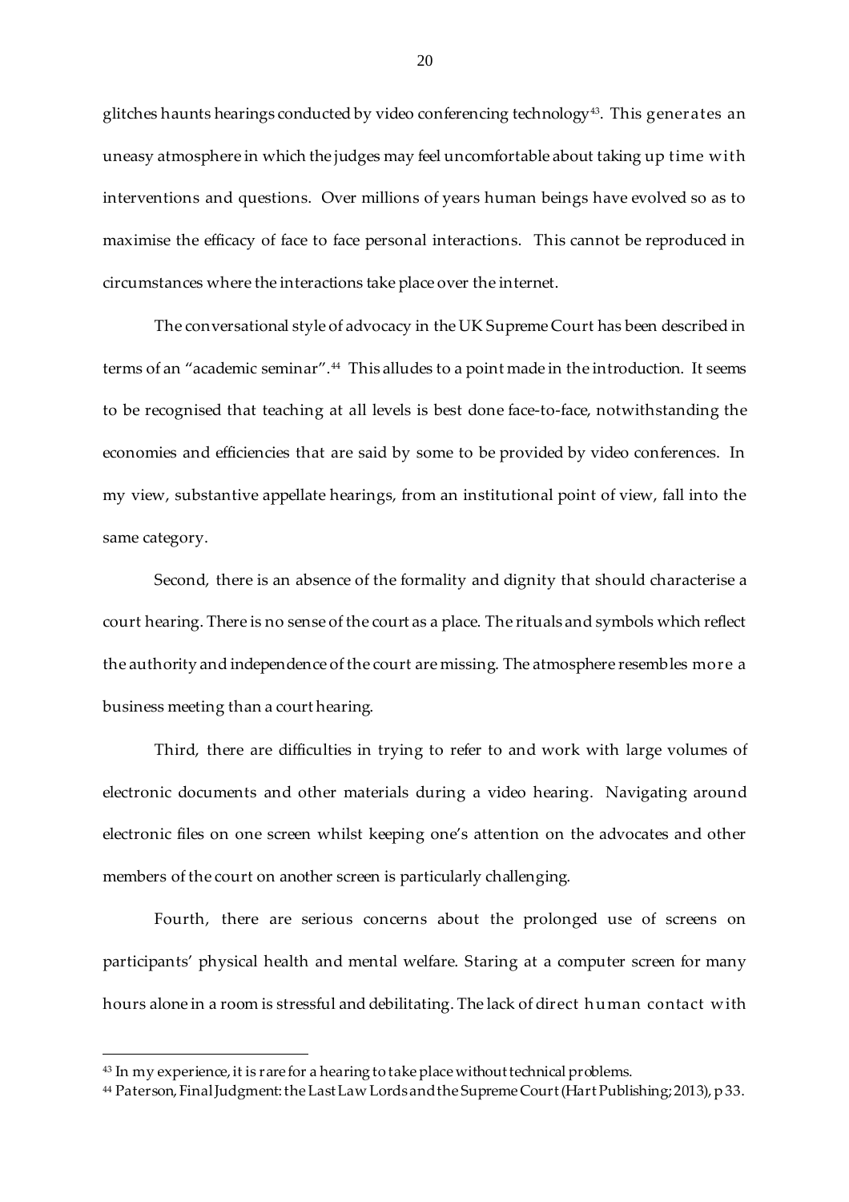glitches haunts hearings conducted by video conferencing technology[43]. This generates an uneasy atmosphere in which the judges may feel uncomfortable about taking up time with interventions and questions. Over millions of years human beings have evolved so as to maximise the efficacy of face to face personal interactions. This cannot be reproduced in circumstances where the interactions take place over the internet.

The conversational style of advocacy in the UK Supreme Court has been described in terms of an "academic seminar".[44] This alludes to a point made in the introduction. It seems to be recognised that teaching at all levels is best done face-to-face, notwithstanding the economies and efficiencies that are said by some to be provided by video conferences. In my view, substantive appellate hearings, from an institutional point of view, fall into the same category.

Second, there is an absence of the formality and dignity that should characterise a court hearing. There is no sense of the court as a place. The rituals and symbols which reflect the authority and independence of the court are missing. The atmosphere resembles more a business meeting than a court hearing.

Third, there are difficulties in trying to refer to and work with large volumes of electronic documents and other materials during a video hearing. Navigating around electronic files on one screen whilst keeping one's attention on the advocates and other members of the court on another screen is particularly challenging.

Fourth, there are serious concerns about the prolonged use of screens on participants' physical health and mental welfare. Staring at a computer screen for many hours alone in a room is stressful and debilitating. The lack of direct human contact with

---

[43] In my experience, it is rare for a hearing to take place without technical problems.

[44] Paterson, Final Judgment: the Last Law Lords and the Supreme Court (Hart Publishing; 2013), p 33.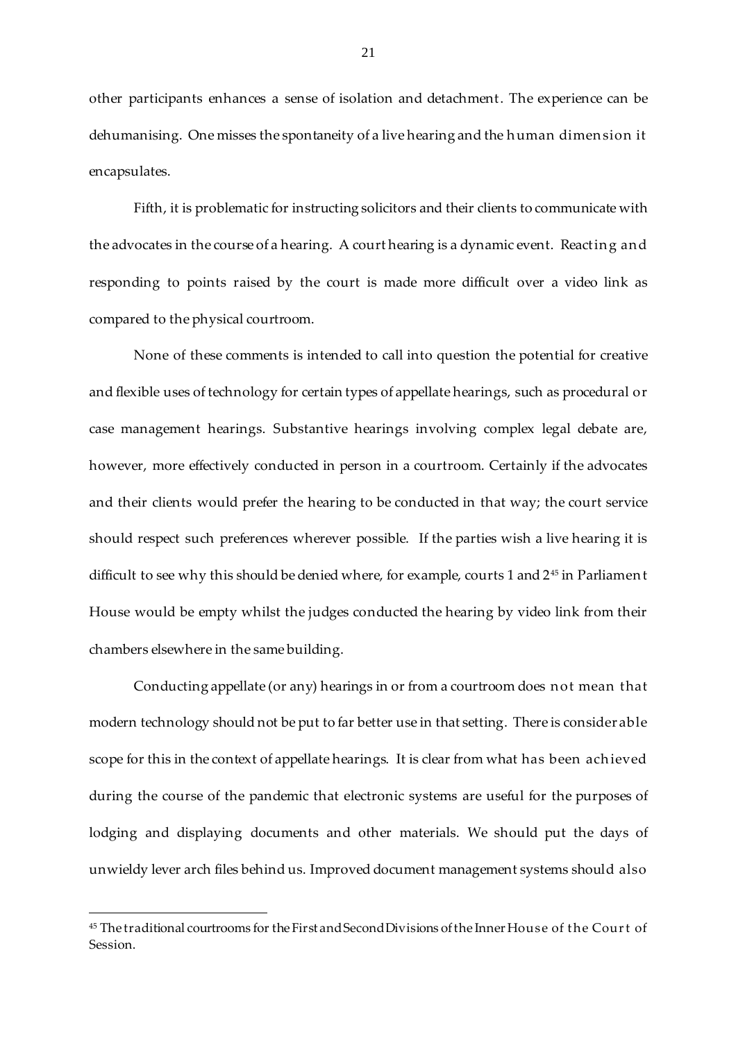other participants enhances a sense of isolation and detachment. The experience can be dehumanising. One misses the spontaneity of a live hearing and the human dimension it encapsulates.

Fifth, it is problematic for instructing solicitors and their clients to communicate with the advocates in the course of a hearing. A court hearing is a dynamic event. Reacting and responding to points raised by the court is made more difficult over a video link as compared to the physical courtroom.

None of these comments is intended to call into question the potential for creative and flexible uses of technology for certain types of appellate hearings, such as procedural or case management hearings. Substantive hearings involving complex legal debate are, however, more effectively conducted in person in a courtroom. Certainly if the advocates and their clients would prefer the hearing to be conducted in that way; the court service should respect such preferences wherever possible. If the parties wish a live hearing it is difficult to see why this should be denied where, for example, courts 1 and 2[45] in Parliament House would be empty whilst the judges conducted the hearing by video link from their chambers elsewhere in the same building.

Conducting appellate (or any) hearings in or from a courtroom does not mean that modern technology should not be put to far better use in that setting. There is considerable scope for this in the context of appellate hearings. It is clear from what has been achieved during the course of the pandemic that electronic systems are useful for the purposes of lodging and displaying documents and other materials. We should put the days of unwieldy lever arch files behind us. Improved document management systems should also

---

[45] The traditional courtrooms for the First and Second Divisions of the Inner House of the Court of Session.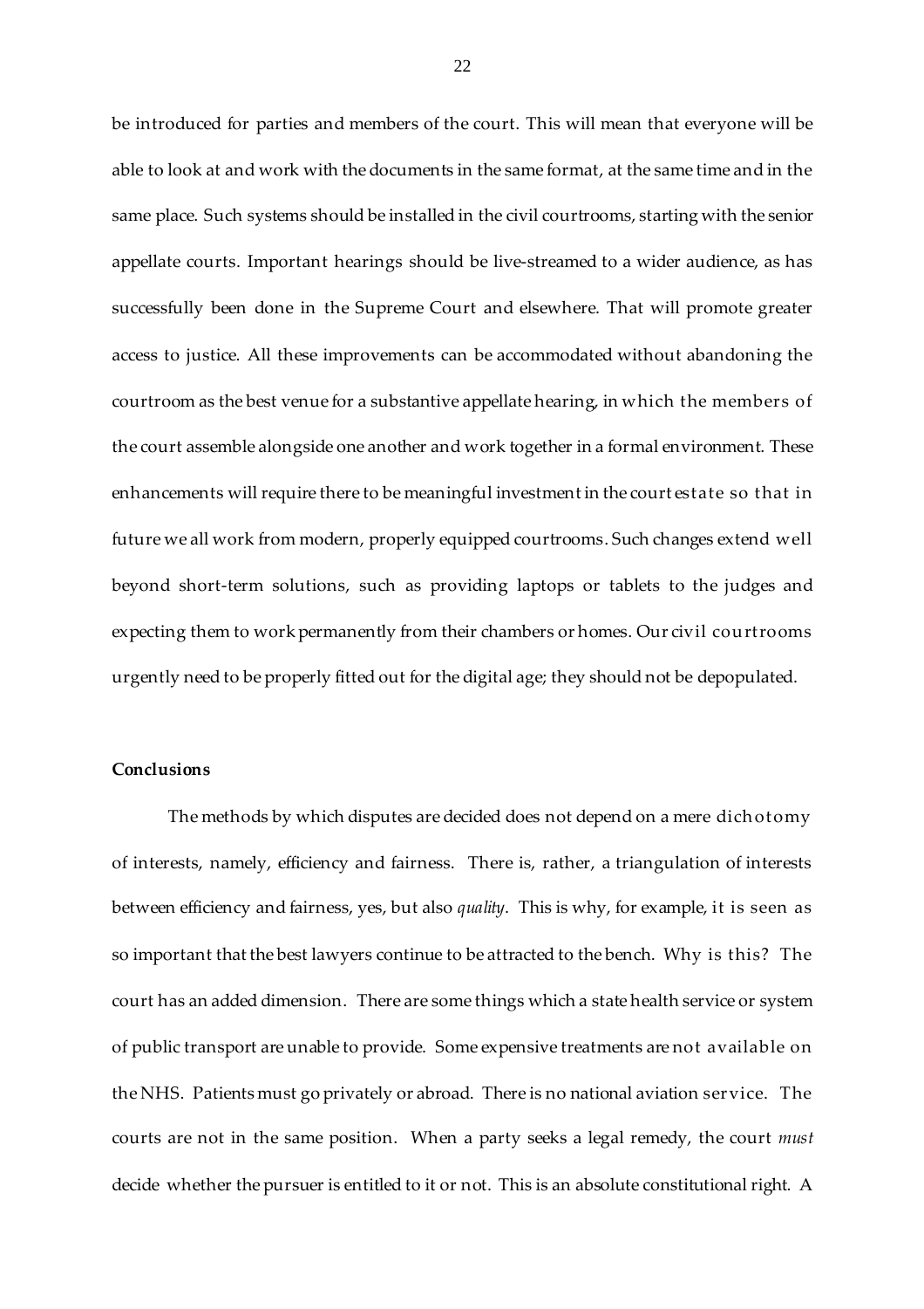be introduced for parties and members of the court. This will mean that everyone will be able to look at and work with the documents in the same format, at the same time and in the same place. Such systems should be installed in the civil courtrooms, starting with the senior appellate courts. Important hearings should be live-streamed to a wider audience, as has successfully been done in the Supreme Court and elsewhere. That will promote greater access to justice. All these improvements can be accommodated without abandoning the courtroom as the best venue for a substantive appellate hearing, in which the members of the court assemble alongside one another and work together in a formal environment. These enhancements will require there to be meaningful investment in the court estate so that in future we all work from modern, properly equipped courtrooms. Such changes extend well beyond short-term solutions, such as providing laptops or tablets to the judges and expecting them to work permanently from their chambers or homes. Our civil courtrooms urgently need to be properly fitted out for the digital age; they should not be depopulated.

**Conclusions**

The methods by which disputes are decided does not depend on a mere dichotomy of interests, namely, efficiency and fairness. There is, rather, a triangulation of interests between efficiency and fairness, yes, but also *quality*. This is why, for example, it is seen as so important that the best lawyers continue to be attracted to the bench. Why is this? The court has an added dimension. There are some things which a state health service or system of public transport are unable to provide. Some expensive treatments are not available on the NHS. Patients must go privately or abroad. There is no national aviation service. The courts are not in the same position. When a party seeks a legal remedy, the court *must* decide whether the pursuer is entitled to it or not. This is an absolute constitutional right. A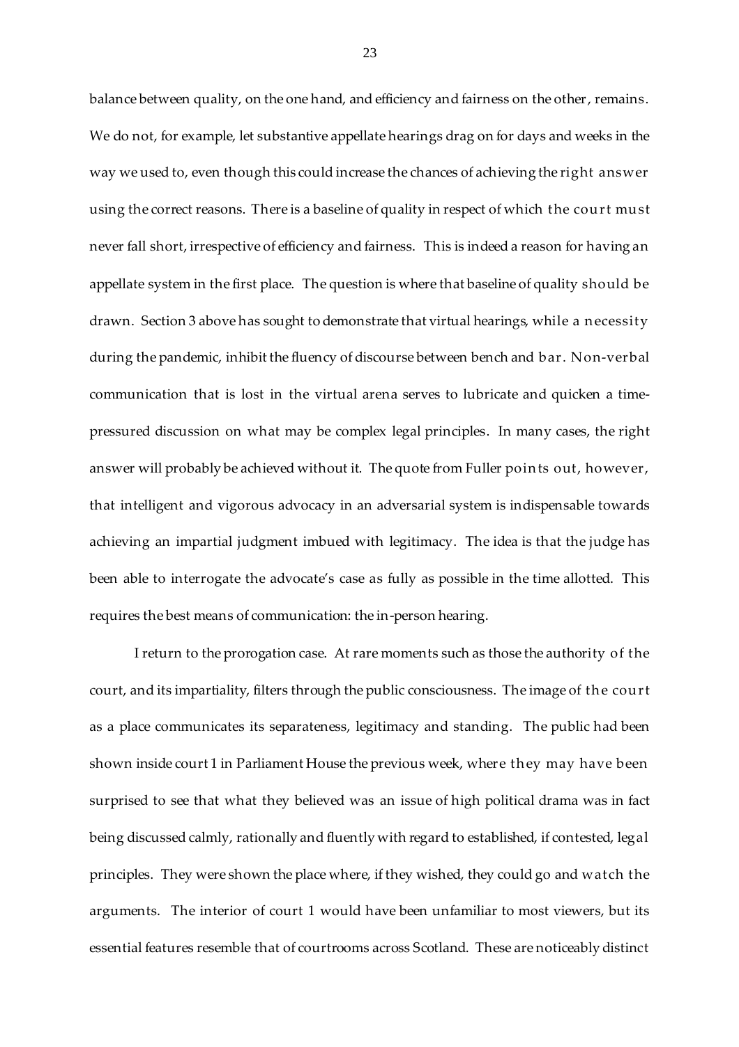balance between quality, on the one hand, and efficiency and fairness on the other, remains. We do not, for example, let substantive appellate hearings drag on for days and weeks in the way we used to, even though this could increase the chances of achieving the right answer using the correct reasons. There is a baseline of quality in respect of which the court must never fall short, irrespective of efficiency and fairness. This is indeed a reason for having an appellate system in the first place. The question is where that baseline of quality should be drawn. Section 3 above has sought to demonstrate that virtual hearings, while a necessity during the pandemic, inhibit the fluency of discourse between bench and bar. Non-verbal communication that is lost in the virtual arena serves to lubricate and quicken a time-pressured discussion on what may be complex legal principles. In many cases, the right answer will probably be achieved without it. The quote from Fuller points out, however, that intelligent and vigorous advocacy in an adversarial system is indispensable towards achieving an impartial judgment imbued with legitimacy. The idea is that the judge has been able to interrogate the advocate's case as fully as possible in the time allotted. This requires the best means of communication: the in-person hearing.

I return to the prorogation case. At rare moments such as those the authority of the court, and its impartiality, filters through the public consciousness. The image of the court as a place communicates its separateness, legitimacy and standing. The public had been shown inside court 1 in Parliament House the previous week, where they may have been surprised to see that what they believed was an issue of high political drama was in fact being discussed calmly, rationally and fluently with regard to established, if contested, legal principles. They were shown the place where, if they wished, they could go and watch the arguments. The interior of court 1 would have been unfamiliar to most viewers, but its essential features resemble that of courtrooms across Scotland. These are noticeably distinct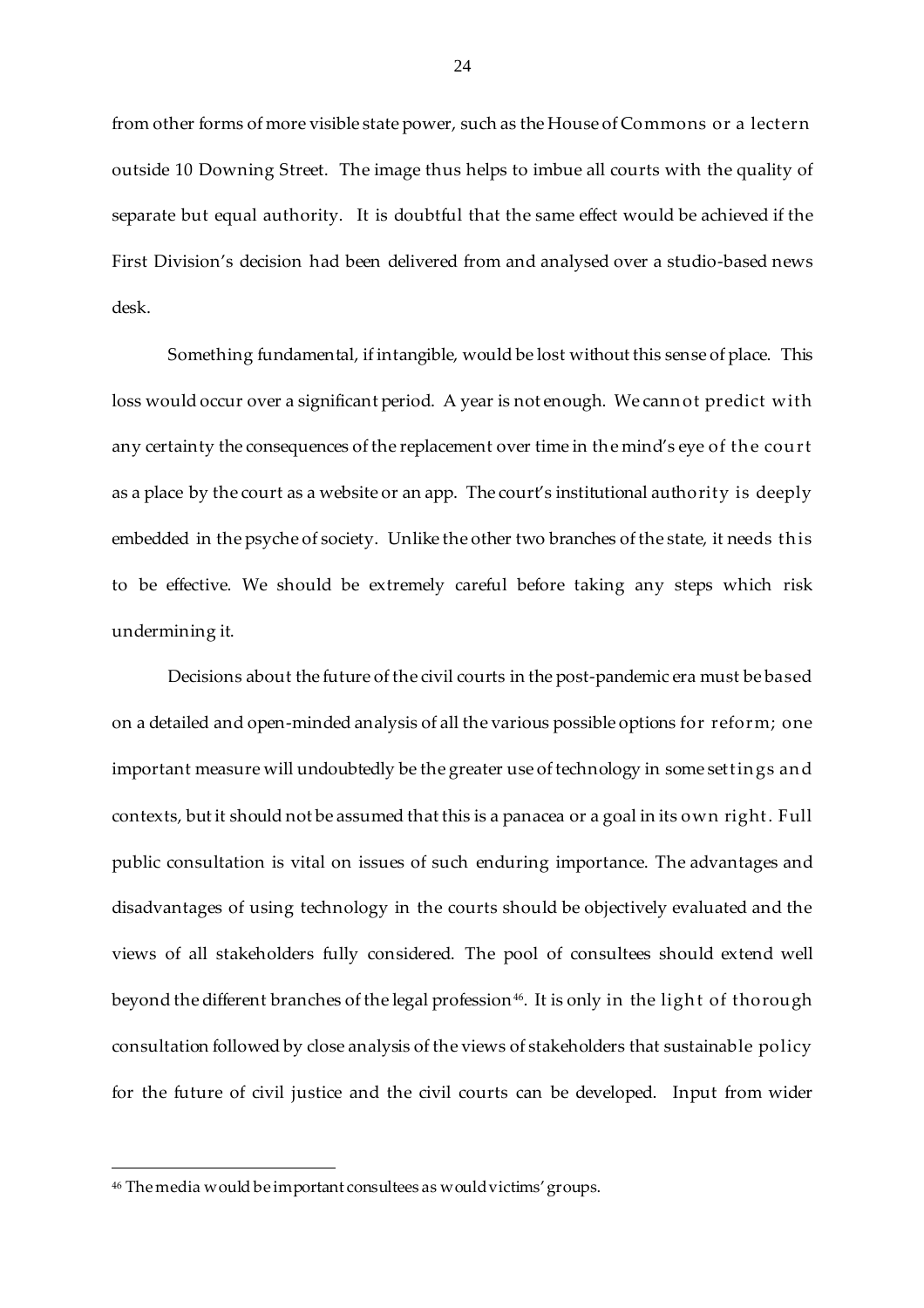from other forms of more visible state power, such as the House of Commons or a lectern outside 10 Downing Street. The image thus helps to imbue all courts with the quality of separate but equal authority. It is doubtful that the same effect would be achieved if the First Division's decision had been delivered from and analysed over a studio-based news desk.

Something fundamental, if intangible, would be lost without this sense of place. This loss would occur over a significant period. A year is not enough. We cannot predict with any certainty the consequences of the replacement over time in the mind's eye of the court as a place by the court as a website or an app. The court's institutional authority is deeply embedded in the psyche of society. Unlike the other two branches of the state, it needs this to be effective. We should be extremely careful before taking any steps which risk undermining it.

Decisions about the future of the civil courts in the post-pandemic era must be based on a detailed and open-minded analysis of all the various possible options for reform; one important measure will undoubtedly be the greater use of technology in some settings and contexts, but it should not be assumed that this is a panacea or a goal in its own right. Full public consultation is vital on issues of such enduring importance. The advantages and disadvantages of using technology in the courts should be objectively evaluated and the views of all stakeholders fully considered. The pool of consultees should extend well beyond the different branches of the legal profession[46]. It is only in the light of thorough consultation followed by close analysis of the views of stakeholders that sustainable policy for the future of civil justice and the civil courts can be developed. Input from wider

---

[46] The media would be important consultees as would victims' groups.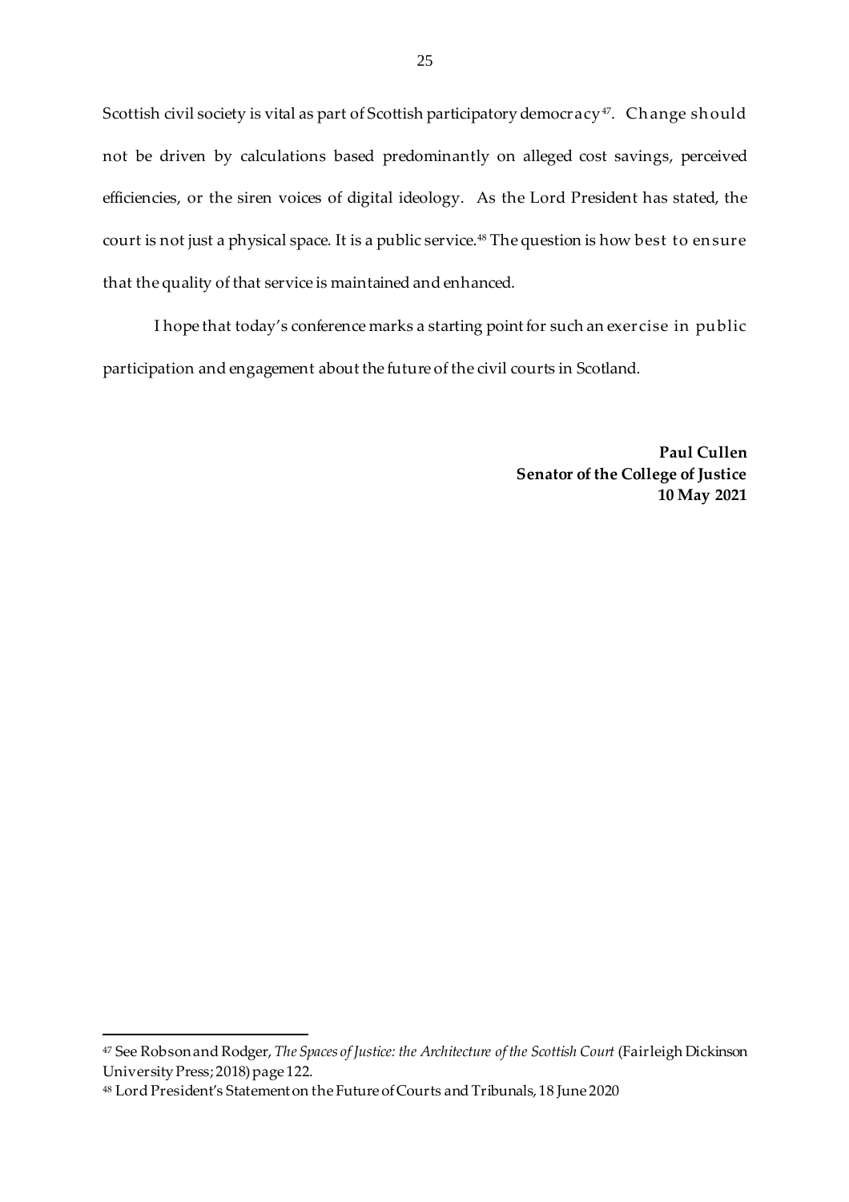Scottish civil society is vital as part of Scottish participatory democracy[47]. Change should not be driven by calculations based predominantly on alleged cost savings, perceived efficiencies, or the siren voices of digital ideology. As the Lord President has stated, the court is not just a physical space. It is a public service.[48] The question is how best to ensure that the quality of that service is maintained and enhanced.

I hope that today's conference marks a starting point for such an exercise in public participation and engagement about the future of the civil courts in Scotland.

**Paul Cullen**
**Senator of the College of Justice**
**10 May 2021**

---

[47] See Robson and Rodger, *The Spaces of Justice: the Architecture of the Scottish Court* (Fairleigh Dickinson University Press; 2018) page 122.

[48] Lord President's Statement on the Future of Courts and Tribunals, 18 June 2020